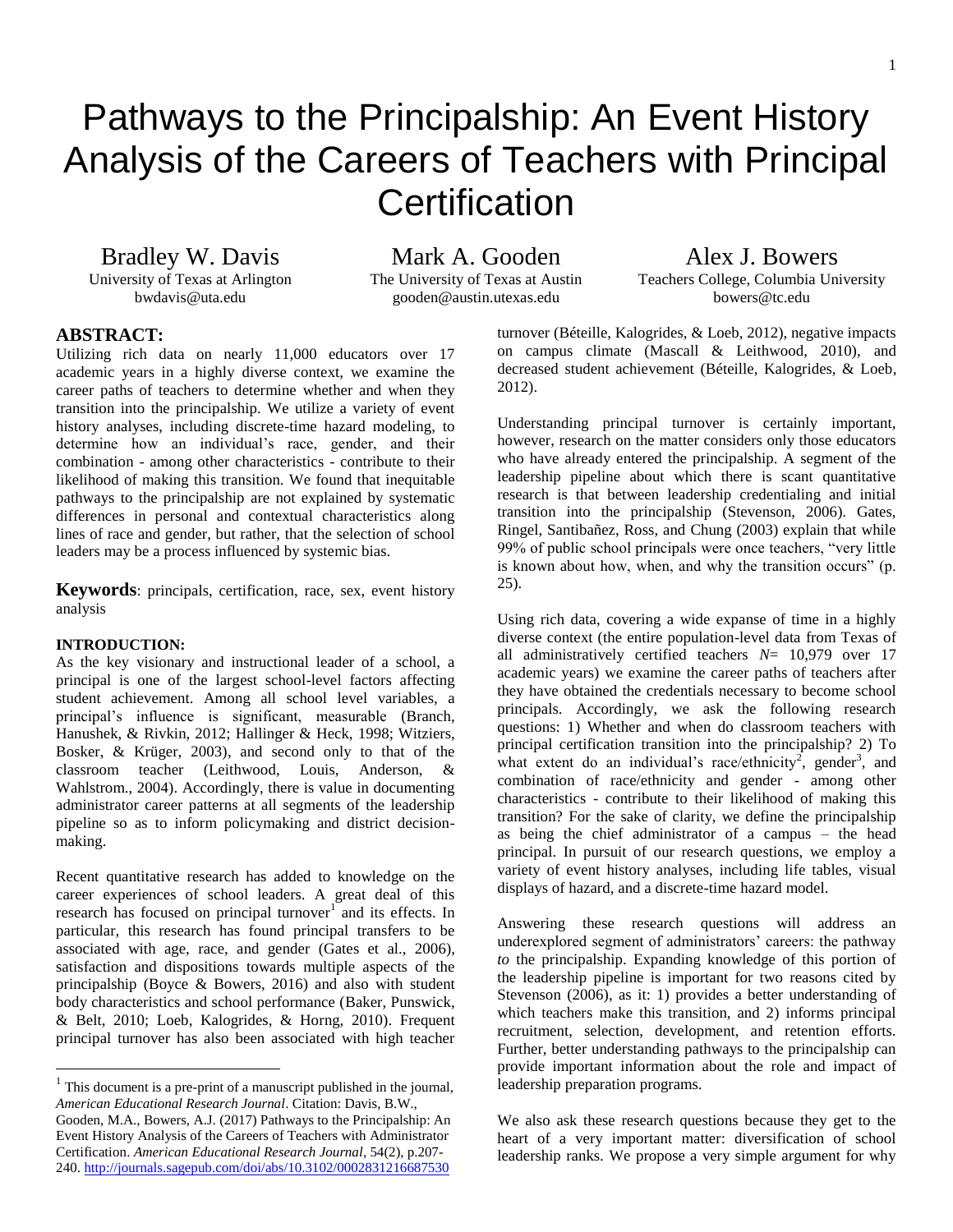# Pathways to the Principalship: An Event History Analysis of the Careers of Teachers with Principal Certification

Bradley W. Davis
University of Texas at Arlington
bwdavis@uta.edu

Mark A. Gooden
The University of Texas at Austin
gooden@austin.utexas.edu

Alex J. Bowers
Teachers College, Columbia University
bowers@tc.edu

## ABSTRACT:

Utilizing rich data on nearly 11,000 educators over 17 academic years in a highly diverse context, we examine the career paths of teachers to determine whether and when they transition into the principalship. We utilize a variety of event history analyses, including discrete-time hazard modeling, to determine how an individual's race, gender, and their combination - among other characteristics - contribute to their likelihood of making this transition. We found that inequitable pathways to the principalship are not explained by systematic differences in personal and contextual characteristics along lines of race and gender, but rather, that the selection of school leaders may be a process influenced by systemic bias.

**Keywords**: principals, certification, race, sex, event history analysis

### INTRODUCTION:

As the key visionary and instructional leader of a school, a principal is one of the largest school-level factors affecting student achievement. Among all school level variables, a principal's influence is significant, measurable (Branch, Hanushek, & Rivkin, 2012; Hallinger & Heck, 1998; Witziers, Bosker, & Krüger, 2003), and second only to that of the classroom teacher (Leithwood, Louis, Anderson, & Wahlstrom., 2004). Accordingly, there is value in documenting administrator career patterns at all segments of the leadership pipeline so as to inform policymaking and district decision-making.

Recent quantitative research has added to knowledge on the career experiences of school leaders. A great deal of this research has focused on principal turnover[1] and its effects. In particular, this research has found principal transfers to be associated with age, race, and gender (Gates et al., 2006), satisfaction and dispositions towards multiple aspects of the principalship (Boyce & Bowers, 2016) and also with student body characteristics and school performance (Baker, Punswick, & Belt, 2010; Loeb, Kalogrides, & Horng, 2010). Frequent principal turnover has also been associated with high teacher turnover (Béteille, Kalogrides, & Loeb, 2012), negative impacts on campus climate (Mascall & Leithwood, 2010), and decreased student achievement (Béteille, Kalogrides, & Loeb, 2012).

Understanding principal turnover is certainly important, however, research on the matter considers only those educators who have already entered the principalship. A segment of the leadership pipeline about which there is scant quantitative research is that between leadership credentialing and initial transition into the principalship (Stevenson, 2006). Gates, Ringel, Santibañez, Ross, and Chung (2003) explain that while 99% of public school principals were once teachers, "very little is known about how, when, and why the transition occurs" (p. 25).

Using rich data, covering a wide expanse of time in a highly diverse context (the entire population-level data from Texas of all administratively certified teachers $N$= 10,979 over 17 academic years) we examine the career paths of teachers after they have obtained the credentials necessary to become school principals. Accordingly, we ask the following research questions: 1) Whether and when do classroom teachers with principal certification transition into the principalship? 2) To what extent do an individual's race/ethnicity[2], gender[3], and combination of race/ethnicity and gender - among other characteristics - contribute to their likelihood of making this transition? For the sake of clarity, we define the principalship as being the chief administrator of a campus – the head principal. In pursuit of our research questions, we employ a variety of event history analyses, including life tables, visual displays of hazard, and a discrete-time hazard model.

Answering these research questions will address an underexplored segment of administrators' careers: the pathway *to* the principalship. Expanding knowledge of this portion of the leadership pipeline is important for two reasons cited by Stevenson (2006), as it: 1) provides a better understanding of which teachers make this transition, and 2) informs principal recruitment, selection, development, and retention efforts. Further, better understanding pathways to the principalship can provide important information about the role and impact of leadership preparation programs.

We also ask these research questions because they get to the heart of a very important matter: diversification of school leadership ranks. We propose a very simple argument for why

[1] This document is a pre-print of a manuscript published in the journal, *American Educational Research Journal*. Citation: Davis, B.W., Gooden, M.A., Bowers, A.J. (2017) Pathways to the Principalship: An Event History Analysis of the Careers of Teachers with Administrator Certification. *American Educational Research Journal*, 54(2), p.207-240. http://journals.sagepub.com/doi/abs/10.3102/0002831216687530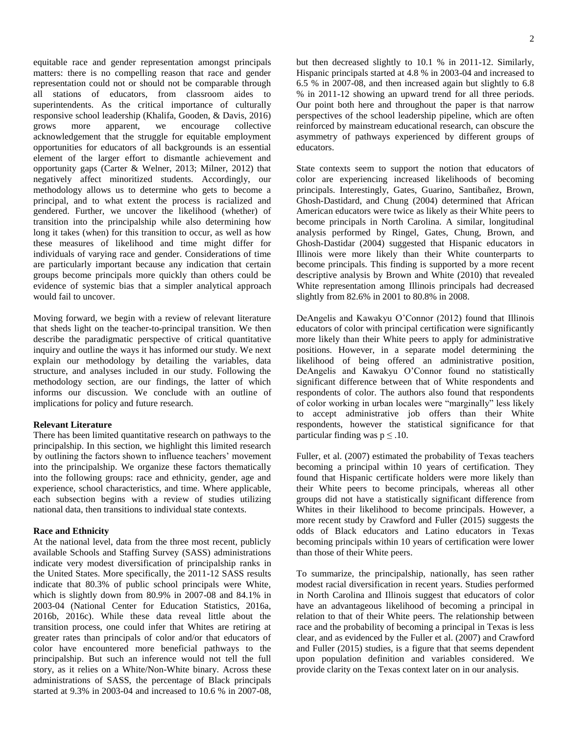equitable race and gender representation amongst principals matters: there is no compelling reason that race and gender representation could not or should not be comparable through all stations of educators, from classroom aides to superintendents. As the critical importance of culturally responsive school leadership (Khalifa, Gooden, & Davis, 2016) grows more apparent, we encourage collective acknowledgement that the struggle for equitable employment opportunities for educators of all backgrounds is an essential element of the larger effort to dismantle achievement and opportunity gaps (Carter & Welner, 2013; Milner, 2012) that negatively affect minoritized students. Accordingly, our methodology allows us to determine who gets to become a principal, and to what extent the process is racialized and gendered. Further, we uncover the likelihood (whether) of transition into the principalship while also determining how long it takes (when) for this transition to occur, as well as how these measures of likelihood and time might differ for individuals of varying race and gender. Considerations of time are particularly important because any indication that certain groups become principals more quickly than others could be evidence of systemic bias that a simpler analytical approach would fail to uncover.

Moving forward, we begin with a review of relevant literature that sheds light on the teacher-to-principal transition. We then describe the paradigmatic perspective of critical quantitative inquiry and outline the ways it has informed our study. We next explain our methodology by detailing the variables, data structure, and analyses included in our study. Following the methodology section, are our findings, the latter of which informs our discussion. We conclude with an outline of implications for policy and future research.

**Relevant Literature**

There has been limited quantitative research on pathways to the principalship. In this section, we highlight this limited research by outlining the factors shown to influence teachers' movement into the principalship. We organize these factors thematically into the following groups: race and ethnicity, gender, age and experience, school characteristics, and time. Where applicable, each subsection begins with a review of studies utilizing national data, then transitions to individual state contexts.

**Race and Ethnicity**

At the national level, data from the three most recent, publicly available Schools and Staffing Survey (SASS) administrations indicate very modest diversification of principalship ranks in the United States. More specifically, the 2011-12 SASS results indicate that 80.3% of public school principals were White, which is slightly down from 80.9% in 2007-08 and 84.1% in 2003-04 (National Center for Education Statistics, 2016a, 2016b, 2016c). While these data reveal little about the transition process, one could infer that Whites are retiring at greater rates than principals of color and/or that educators of color have encountered more beneficial pathways to the principalship. But such an inference would not tell the full story, as it relies on a White/Non-White binary. Across these administrations of SASS, the percentage of Black principals started at 9.3% in 2003-04 and increased to 10.6 % in 2007-08, but then decreased slightly to 10.1 % in 2011-12. Similarly, Hispanic principals started at 4.8 % in 2003-04 and increased to 6.5 % in 2007-08, and then increased again but slightly to 6.8 % in 2011-12 showing an upward trend for all three periods. Our point both here and throughout the paper is that narrow perspectives of the school leadership pipeline, which are often reinforced by mainstream educational research, can obscure the asymmetry of pathways experienced by different groups of educators.

State contexts seem to support the notion that educators of color are experiencing increased likelihoods of becoming principals. Interestingly, Gates, Guarino, Santibañez, Brown, Ghosh-Dastidard, and Chung (2004) determined that African American educators were twice as likely as their White peers to become principals in North Carolina. A similar, longitudinal analysis performed by Ringel, Gates, Chung, Brown, and Ghosh-Dastidar (2004) suggested that Hispanic educators in Illinois were more likely than their White counterparts to become principals. This finding is supported by a more recent descriptive analysis by Brown and White (2010) that revealed White representation among Illinois principals had decreased slightly from 82.6% in 2001 to 80.8% in 2008.

DeAngelis and Kawakyu O'Connor (2012) found that Illinois educators of color with principal certification were significantly more likely than their White peers to apply for administrative positions. However, in a separate model determining the likelihood of being offered an administrative position, DeAngelis and Kawakyu O'Connor found no statistically significant difference between that of White respondents and respondents of color. The authors also found that respondents of color working in urban locales were "marginally" less likely to accept administrative job offers than their White respondents, however the statistical significance for that particular finding was $p \leq .10$.

Fuller, et al. (2007) estimated the probability of Texas teachers becoming a principal within 10 years of certification. They found that Hispanic certificate holders were more likely than their White peers to become principals, whereas all other groups did not have a statistically significant difference from Whites in their likelihood to become principals. However, a more recent study by Crawford and Fuller (2015) suggests the odds of Black educators and Latino educators in Texas becoming principals within 10 years of certification were lower than those of their White peers.

To summarize, the principalship, nationally, has seen rather modest racial diversification in recent years. Studies performed in North Carolina and Illinois suggest that educators of color have an advantageous likelihood of becoming a principal in relation to that of their White peers. The relationship between race and the probability of becoming a principal in Texas is less clear, and as evidenced by the Fuller et al. (2007) and Crawford and Fuller (2015) studies, is a figure that seems dependent upon population definition and variables considered. We provide clarity on the Texas context later on in our analysis.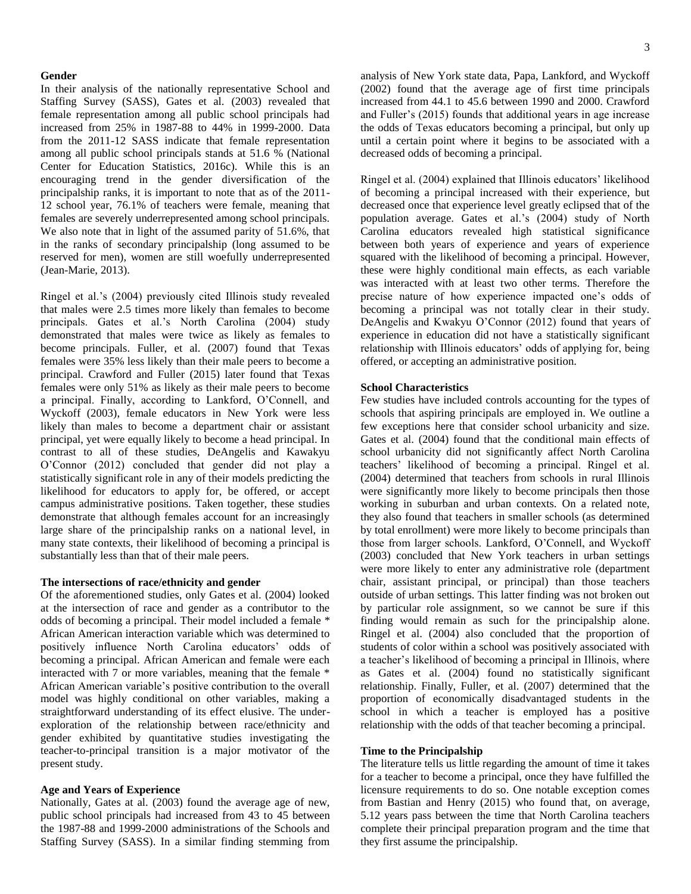### Gender

In their analysis of the nationally representative School and Staffing Survey (SASS), Gates et al. (2003) revealed that female representation among all public school principals had increased from 25% in 1987-88 to 44% in 1999-2000. Data from the 2011-12 SASS indicate that female representation among all public school principals stands at 51.6 % (National Center for Education Statistics, 2016c). While this is an encouraging trend in the gender diversification of the principalship ranks, it is important to note that as of the 2011-12 school year, 76.1% of teachers were female, meaning that females are severely underrepresented among school principals. We also note that in light of the assumed parity of 51.6%, that in the ranks of secondary principalship (long assumed to be reserved for men), women are still woefully underrepresented (Jean-Marie, 2013).

Ringel et al.'s (2004) previously cited Illinois study revealed that males were 2.5 times more likely than females to become principals. Gates et al.'s North Carolina (2004) study demonstrated that males were twice as likely as females to become principals. Fuller, et al. (2007) found that Texas females were 35% less likely than their male peers to become a principal. Crawford and Fuller (2015) later found that Texas females were only 51% as likely as their male peers to become a principal. Finally, according to Lankford, O'Connell, and Wyckoff (2003), female educators in New York were less likely than males to become a department chair or assistant principal, yet were equally likely to become a head principal. In contrast to all of these studies, DeAngelis and Kawakyu O'Connor (2012) concluded that gender did not play a statistically significant role in any of their models predicting the likelihood for educators to apply for, be offered, or accept campus administrative positions. Taken together, these studies demonstrate that although females account for an increasingly large share of the principalship ranks on a national level, in many state contexts, their likelihood of becoming a principal is substantially less than that of their male peers.

### The intersections of race/ethnicity and gender

Of the aforementioned studies, only Gates et al. (2004) looked at the intersection of race and gender as a contributor to the odds of becoming a principal. Their model included a female * African American interaction variable which was determined to positively influence North Carolina educators' odds of becoming a principal. African American and female were each interacted with 7 or more variables, meaning that the female * African American variable's positive contribution to the overall model was highly conditional on other variables, making a straightforward understanding of its effect elusive. The under-exploration of the relationship between race/ethnicity and gender exhibited by quantitative studies investigating the teacher-to-principal transition is a major motivator of the present study.

### Age and Years of Experience

Nationally, Gates at al. (2003) found the average age of new, public school principals had increased from 43 to 45 between the 1987-88 and 1999-2000 administrations of the Schools and Staffing Survey (SASS). In a similar finding stemming from analysis of New York state data, Papa, Lankford, and Wyckoff (2002) found that the average age of first time principals increased from 44.1 to 45.6 between 1990 and 2000. Crawford and Fuller's (2015) founds that additional years in age increase the odds of Texas educators becoming a principal, but only up until a certain point where it begins to be associated with a decreased odds of becoming a principal.

Ringel et al. (2004) explained that Illinois educators' likelihood of becoming a principal increased with their experience, but decreased once that experience level greatly eclipsed that of the population average. Gates et al.'s (2004) study of North Carolina educators revealed high statistical significance between both years of experience and years of experience squared with the likelihood of becoming a principal. However, these were highly conditional main effects, as each variable was interacted with at least two other terms. Therefore the precise nature of how experience impacted one's odds of becoming a principal was not totally clear in their study. DeAngelis and Kwakyu O'Connor (2012) found that years of experience in education did not have a statistically significant relationship with Illinois educators' odds of applying for, being offered, or accepting an administrative position.

### School Characteristics

Few studies have included controls accounting for the types of schools that aspiring principals are employed in. We outline a few exceptions here that consider school urbanicity and size. Gates et al. (2004) found that the conditional main effects of school urbanicity did not significantly affect North Carolina teachers' likelihood of becoming a principal. Ringel et al. (2004) determined that teachers from schools in rural Illinois were significantly more likely to become principals then those working in suburban and urban contexts. On a related note, they also found that teachers in smaller schools (as determined by total enrollment) were more likely to become principals than those from larger schools. Lankford, O'Connell, and Wyckoff (2003) concluded that New York teachers in urban settings were more likely to enter any administrative role (department chair, assistant principal, or principal) than those teachers outside of urban settings. This latter finding was not broken out by particular role assignment, so we cannot be sure if this finding would remain as such for the principalship alone. Ringel et al. (2004) also concluded that the proportion of students of color within a school was positively associated with a teacher's likelihood of becoming a principal in Illinois, where as Gates et al. (2004) found no statistically significant relationship. Finally, Fuller, et al. (2007) determined that the proportion of economically disadvantaged students in the school in which a teacher is employed has a positive relationship with the odds of that teacher becoming a principal.

### Time to the Principalship

The literature tells us little regarding the amount of time it takes for a teacher to become a principal, once they have fulfilled the licensure requirements to do so. One notable exception comes from Bastian and Henry (2015) who found that, on average, 5.12 years pass between the time that North Carolina teachers complete their principal preparation program and the time that they first assume the principalship.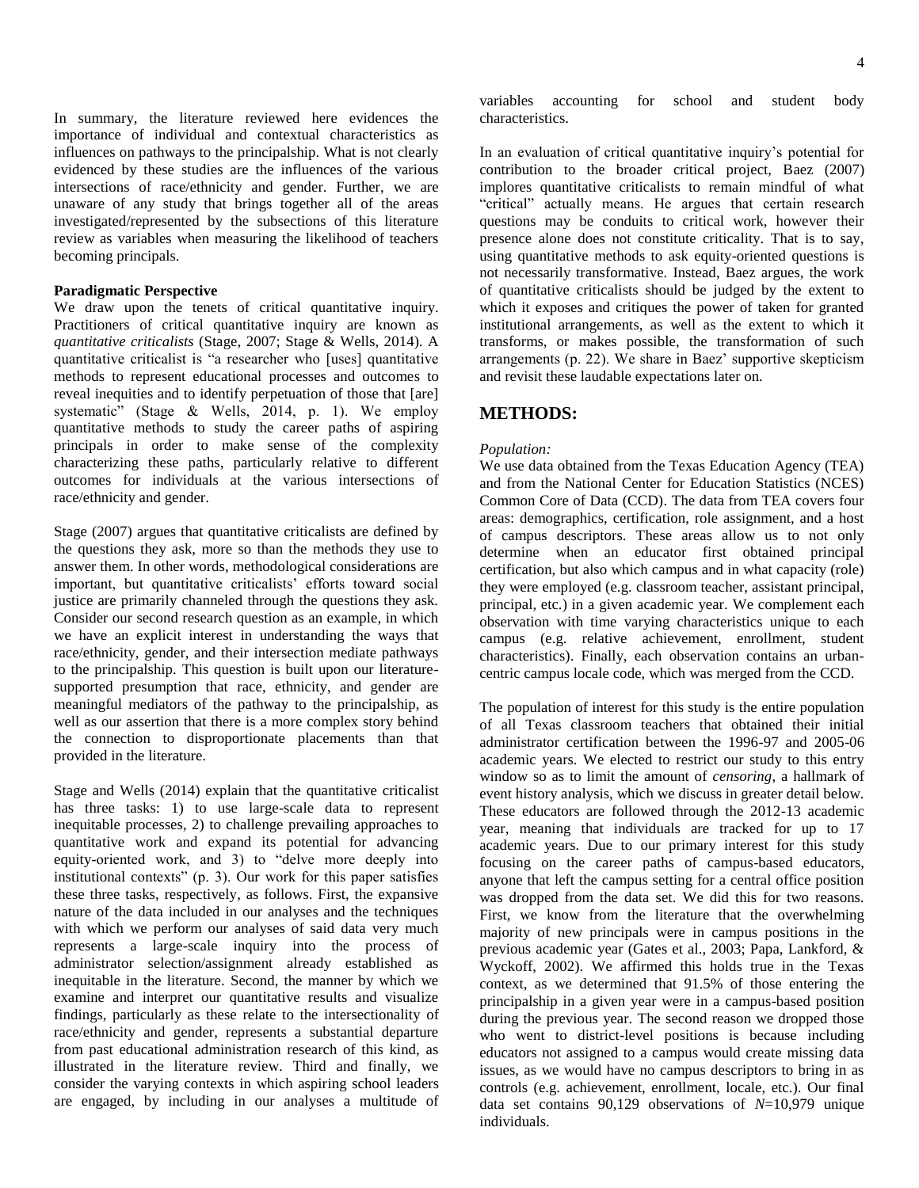In summary, the literature reviewed here evidences the importance of individual and contextual characteristics as influences on pathways to the principalship. What is not clearly evidenced by these studies are the influences of the various intersections of race/ethnicity and gender. Further, we are unaware of any study that brings together all of the areas investigated/represented by the subsections of this literature review as variables when measuring the likelihood of teachers becoming principals.

**Paradigmatic Perspective**

We draw upon the tenets of critical quantitative inquiry. Practitioners of critical quantitative inquiry are known as *quantitative criticalists* (Stage, 2007; Stage & Wells, 2014). A quantitative criticalist is "a researcher who [uses] quantitative methods to represent educational processes and outcomes to reveal inequities and to identify perpetuation of those that [are] systematic" (Stage & Wells, 2014, p. 1). We employ quantitative methods to study the career paths of aspiring principals in order to make sense of the complexity characterizing these paths, particularly relative to different outcomes for individuals at the various intersections of race/ethnicity and gender.

Stage (2007) argues that quantitative criticalists are defined by the questions they ask, more so than the methods they use to answer them. In other words, methodological considerations are important, but quantitative criticalists' efforts toward social justice are primarily channeled through the questions they ask. Consider our second research question as an example, in which we have an explicit interest in understanding the ways that race/ethnicity, gender, and their intersection mediate pathways to the principalship. This question is built upon our literature-supported presumption that race, ethnicity, and gender are meaningful mediators of the pathway to the principalship, as well as our assertion that there is a more complex story behind the connection to disproportionate placements than that provided in the literature.

Stage and Wells (2014) explain that the quantitative criticalist has three tasks: 1) to use large-scale data to represent inequitable processes, 2) to challenge prevailing approaches to quantitative work and expand its potential for advancing equity-oriented work, and 3) to "delve more deeply into institutional contexts" (p. 3). Our work for this paper satisfies these three tasks, respectively, as follows. First, the expansive nature of the data included in our analyses and the techniques with which we perform our analyses of said data very much represents a large-scale inquiry into the process of administrator selection/assignment already established as inequitable in the literature. Second, the manner by which we examine and interpret our quantitative results and visualize findings, particularly as these relate to the intersectionality of race/ethnicity and gender, represents a substantial departure from past educational administration research of this kind, as illustrated in the literature review. Third and finally, we consider the varying contexts in which aspiring school leaders are engaged, by including in our analyses a multitude of variables accounting for school and student body characteristics.

In an evaluation of critical quantitative inquiry's potential for contribution to the broader critical project, Baez (2007) implores quantitative criticalists to remain mindful of what "critical" actually means. He argues that certain research questions may be conduits to critical work, however their presence alone does not constitute criticality. That is to say, using quantitative methods to ask equity-oriented questions is not necessarily transformative. Instead, Baez argues, the work of quantitative criticalists should be judged by the extent to which it exposes and critiques the power of taken for granted institutional arrangements, as well as the extent to which it transforms, or makes possible, the transformation of such arrangements (p. 22). We share in Baez' supportive skepticism and revisit these laudable expectations later on.

## METHODS:

*Population:*

We use data obtained from the Texas Education Agency (TEA) and from the National Center for Education Statistics (NCES) Common Core of Data (CCD). The data from TEA covers four areas: demographics, certification, role assignment, and a host of campus descriptors. These areas allow us to not only determine when an educator first obtained principal certification, but also which campus and in what capacity (role) they were employed (e.g. classroom teacher, assistant principal, principal, etc.) in a given academic year. We complement each observation with time varying characteristics unique to each campus (e.g. relative achievement, enrollment, student characteristics). Finally, each observation contains an urban-centric campus locale code, which was merged from the CCD.

The population of interest for this study is the entire population of all Texas classroom teachers that obtained their initial administrator certification between the 1996-97 and 2005-06 academic years. We elected to restrict our study to this entry window so as to limit the amount of *censoring*, a hallmark of event history analysis, which we discuss in greater detail below. These educators are followed through the 2012-13 academic year, meaning that individuals are tracked for up to 17 academic years. Due to our primary interest for this study focusing on the career paths of campus-based educators, anyone that left the campus setting for a central office position was dropped from the data set. We did this for two reasons. First, we know from the literature that the overwhelming majority of new principals were in campus positions in the previous academic year (Gates et al., 2003; Papa, Lankford, & Wyckoff, 2002). We affirmed this holds true in the Texas context, as we determined that 91.5% of those entering the principalship in a given year were in a campus-based position during the previous year. The second reason we dropped those who went to district-level positions is because including educators not assigned to a campus would create missing data issues, as we would have no campus descriptors to bring in as controls (e.g. achievement, enrollment, locale, etc.). Our final data set contains 90,129 observations of *N*=10,979 unique individuals.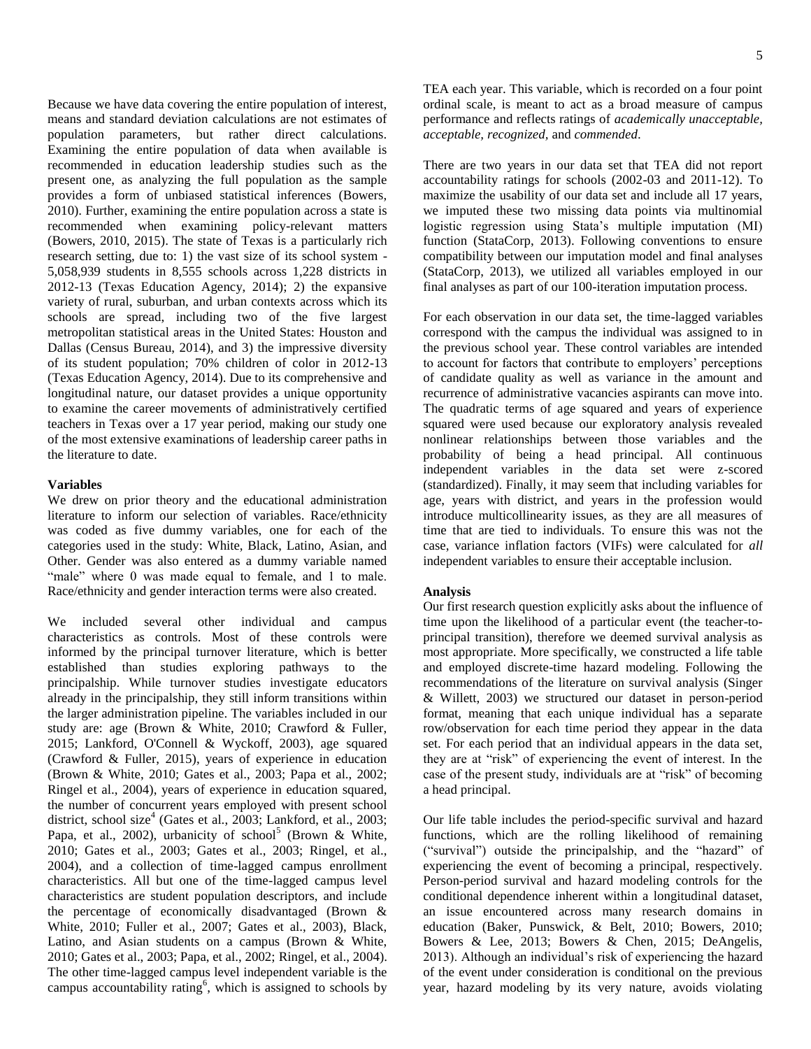Because we have data covering the entire population of interest, means and standard deviation calculations are not estimates of population parameters, but rather direct calculations. Examining the entire population of data when available is recommended in education leadership studies such as the present one, as analyzing the full population as the sample provides a form of unbiased statistical inferences (Bowers, 2010). Further, examining the entire population across a state is recommended when examining policy-relevant matters (Bowers, 2010, 2015). The state of Texas is a particularly rich research setting, due to: 1) the vast size of its school system - 5,058,939 students in 8,555 schools across 1,228 districts in 2012-13 (Texas Education Agency, 2014); 2) the expansive variety of rural, suburban, and urban contexts across which its schools are spread, including two of the five largest metropolitan statistical areas in the United States: Houston and Dallas (Census Bureau, 2014), and 3) the impressive diversity of its student population; 70% children of color in 2012-13 (Texas Education Agency, 2014). Due to its comprehensive and longitudinal nature, our dataset provides a unique opportunity to examine the career movements of administratively certified teachers in Texas over a 17 year period, making our study one of the most extensive examinations of leadership career paths in the literature to date.

**Variables**

We drew on prior theory and the educational administration literature to inform our selection of variables. Race/ethnicity was coded as five dummy variables, one for each of the categories used in the study: White, Black, Latino, Asian, and Other. Gender was also entered as a dummy variable named "male" where 0 was made equal to female, and 1 to male. Race/ethnicity and gender interaction terms were also created.

We included several other individual and campus characteristics as controls. Most of these controls were informed by the principal turnover literature, which is better established than studies exploring pathways to the principalship. While turnover studies investigate educators already in the principalship, they still inform transitions within the larger administration pipeline. The variables included in our study are: age (Brown & White, 2010; Crawford & Fuller, 2015; Lankford, O'Connell & Wyckoff, 2003), age squared (Crawford & Fuller, 2015), years of experience in education (Brown & White, 2010; Gates et al., 2003; Papa et al., 2002; Ringel et al., 2004), years of experience in education squared, the number of concurrent years employed with present school district, school size[4] (Gates et al., 2003; Lankford, et al., 2003; Papa, et al., 2002), urbanicity of school[5] (Brown & White, 2010; Gates et al., 2003; Gates et al., 2003; Ringel, et al., 2004), and a collection of time-lagged campus enrollment characteristics. All but one of the time-lagged campus level characteristics are student population descriptors, and include the percentage of economically disadvantaged (Brown & White, 2010; Fuller et al., 2007; Gates et al., 2003), Black, Latino, and Asian students on a campus (Brown & White, 2010; Gates et al., 2003; Papa, et al., 2002; Ringel, et al., 2004). The other time-lagged campus level independent variable is the campus accountability rating[6], which is assigned to schools by TEA each year. This variable, which is recorded on a four point ordinal scale, is meant to act as a broad measure of campus performance and reflects ratings of *academically unacceptable, acceptable, recognized,* and *commended*.

There are two years in our data set that TEA did not report accountability ratings for schools (2002-03 and 2011-12). To maximize the usability of our data set and include all 17 years, we imputed these two missing data points via multinomial logistic regression using Stata's multiple imputation (MI) function (StataCorp, 2013). Following conventions to ensure compatibility between our imputation model and final analyses (StataCorp, 2013), we utilized all variables employed in our final analyses as part of our 100-iteration imputation process.

For each observation in our data set, the time-lagged variables correspond with the campus the individual was assigned to in the previous school year. These control variables are intended to account for factors that contribute to employers' perceptions of candidate quality as well as variance in the amount and recurrence of administrative vacancies aspirants can move into. The quadratic terms of age squared and years of experience squared were used because our exploratory analysis revealed nonlinear relationships between those variables and the probability of being a head principal. All continuous independent variables in the data set were z-scored (standardized). Finally, it may seem that including variables for age, years with district, and years in the profession would introduce multicollinearity issues, as they are all measures of time that are tied to individuals. To ensure this was not the case, variance inflation factors (VIFs) were calculated for *all* independent variables to ensure their acceptable inclusion.

**Analysis**

Our first research question explicitly asks about the influence of time upon the likelihood of a particular event (the teacher-to-principal transition), therefore we deemed survival analysis as most appropriate. More specifically, we constructed a life table and employed discrete-time hazard modeling. Following the recommendations of the literature on survival analysis (Singer & Willett, 2003) we structured our dataset in person-period format, meaning that each unique individual has a separate row/observation for each time period they appear in the data set. For each period that an individual appears in the data set, they are at "risk" of experiencing the event of interest. In the case of the present study, individuals are at "risk" of becoming a head principal.

Our life table includes the period-specific survival and hazard functions, which are the rolling likelihood of remaining ("survival") outside the principalship, and the "hazard" of experiencing the event of becoming a principal, respectively. Person-period survival and hazard modeling controls for the conditional dependence inherent within a longitudinal dataset, an issue encountered across many research domains in education (Baker, Punswick, & Belt, 2010; Bowers, 2010; Bowers & Lee, 2013; Bowers & Chen, 2015; DeAngelis, 2013). Although an individual's risk of experiencing the hazard of the event under consideration is conditional on the previous year, hazard modeling by its very nature, avoids violating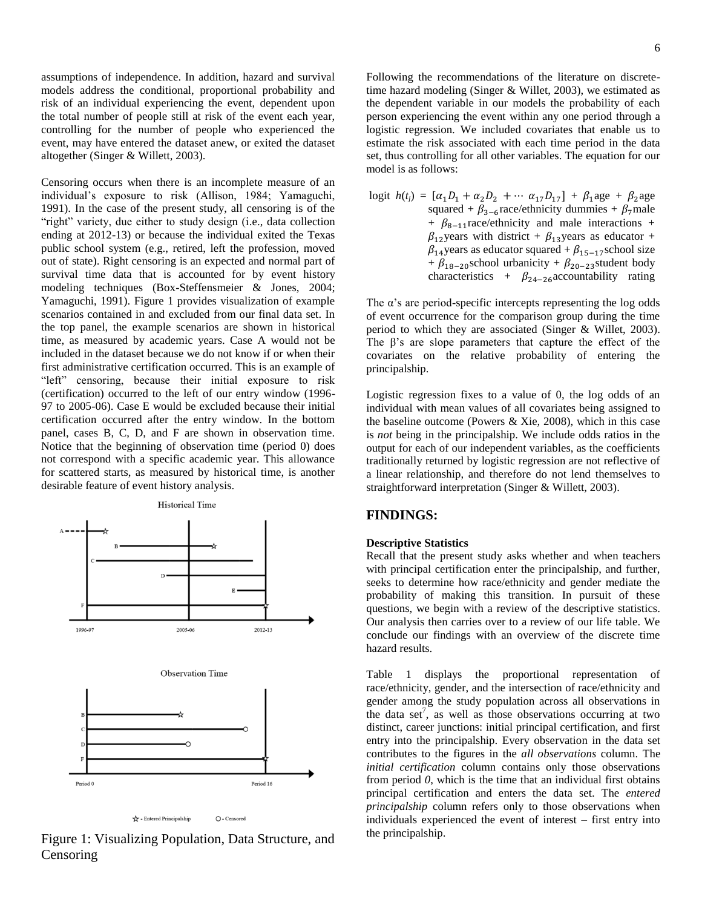assumptions of independence. In addition, hazard and survival models address the conditional, proportional probability and risk of an individual experiencing the event, dependent upon the total number of people still at risk of the event each year, controlling for the number of people who experienced the event, may have entered the dataset anew, or exited the dataset altogether (Singer & Willett, 2003).

Censoring occurs when there is an incomplete measure of an individual's exposure to risk (Allison, 1984; Yamaguchi, 1991). In the case of the present study, all censoring is of the "right" variety, due either to study design (i.e., data collection ending at 2012-13) or because the individual exited the Texas public school system (e.g., retired, left the profession, moved out of state). Right censoring is an expected and normal part of survival time data that is accounted for by event history modeling techniques (Box-Steffensmeier & Jones, 2004; Yamaguchi, 1991). Figure 1 provides visualization of example scenarios contained in and excluded from our final data set. In the top panel, the example scenarios are shown in historical time, as measured by academic years. Case A would not be included in the dataset because we do not know if or when their first administrative certification occurred. This is an example of "left" censoring, because their initial exposure to risk (certification) occurred to the left of our entry window (1996-97 to 2005-06). Case E would be excluded because their initial certification occurred after the entry window. In the bottom panel, cases B, C, D, and F are shown in observation time. Notice that the beginning of observation time (period 0) does not correspond with a specific academic year. This allowance for scattered starts, as measured by historical time, is another desirable feature of event history analysis.

Figure 1: Visualizing Population, Data Structure, and Censoring

Following the recommendations of the literature on discrete-time hazard modeling (Singer & Willet, 2003), we estimated as the dependent variable in our models the probability of each person experiencing the event within any one period through a logistic regression. We included covariates that enable us to estimate the risk associated with each time period in the data set, thus controlling for all other variables. The equation for our model is as follows:

$$\text{logit } h(t_j) = [\alpha_1 D_1 + \alpha_2 D_2 + \cdots \alpha_{17} D_{17}] + \beta_1 \text{age} + \beta_2 \text{age squared} + \beta_{3-6} \text{race/ethnicity dummies} + \beta_7 \text{male} + \beta_{8-11} \text{race/ethnicity and male interactions} + \beta_{12} \text{years with district} + \beta_{13} \text{years as educator} + \beta_{14} \text{years as educator squared} + \beta_{15-17} \text{school size} + \beta_{18-20} \text{school urbanicity} + \beta_{20-23} \text{student body characteristics} + \beta_{24-26} \text{accountability rating}$$

The α's are period-specific intercepts representing the log odds of event occurrence for the comparison group during the time period to which they are associated (Singer & Willet, 2003). The β's are slope parameters that capture the effect of the covariates on the relative probability of entering the principalship.

Logistic regression fixes to a value of 0, the log odds of an individual with mean values of all covariates being assigned to the baseline outcome (Powers & Xie, 2008), which in this case is *not* being in the principalship. We include odds ratios in the output for each of our independent variables, as the coefficients traditionally returned by logistic regression are not reflective of a linear relationship, and therefore do not lend themselves to straightforward interpretation (Singer & Willett, 2003).

## FINDINGS:

### Descriptive Statistics

Recall that the present study asks whether and when teachers with principal certification enter the principalship, and further, seeks to determine how race/ethnicity and gender mediate the probability of making this transition. In pursuit of these questions, we begin with a review of the descriptive statistics. Our analysis then carries over to a review of our life table. We conclude our findings with an overview of the discrete time hazard results.

Table 1 displays the proportional representation of race/ethnicity, gender, and the intersection of race/ethnicity and gender among the study population across all observations in the data set[7], as well as those observations occurring at two distinct, career junctions: initial principal certification, and first entry into the principalship. Every observation in the data set contributes to the figures in the *all observations* column. The *initial certification* column contains only those observations from period *0*, which is the time that an individual first obtains principal certification and enters the data set. The *entered principalship* column refers only to those observations when individuals experienced the event of interest – first entry into the principalship.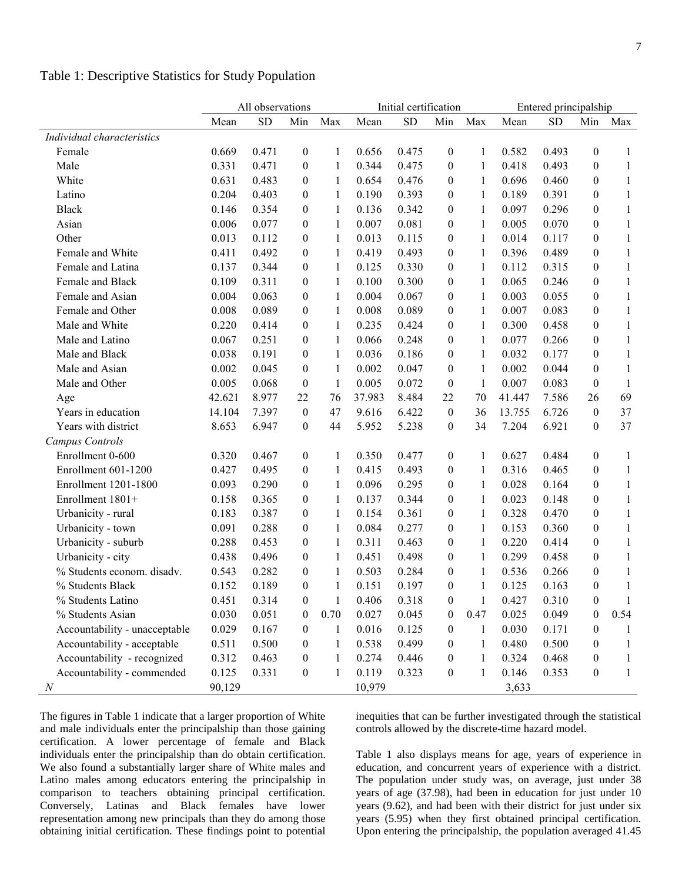Table 1: Descriptive Statistics for Study Population

| | All observations | | | | Initial certification | | | | Entered principalship | | | |
|---|---|---|---|---|---|---|---|---|---|---|---|---|
| | Mean | SD | Min | Max | Mean | SD | Min | Max | Mean | SD | Min | Max |
| *Individual characteristics* | | | | | | | | | | | | |
| Female | 0.669 | 0.471 | 0 | 1 | 0.656 | 0.475 | 0 | 1 | 0.582 | 0.493 | 0 | 1 |
| Male | 0.331 | 0.471 | 0 | 1 | 0.344 | 0.475 | 0 | 1 | 0.418 | 0.493 | 0 | 1 |
| White | 0.631 | 0.483 | 0 | 1 | 0.654 | 0.476 | 0 | 1 | 0.696 | 0.460 | 0 | 1 |
| Latino | 0.204 | 0.403 | 0 | 1 | 0.190 | 0.393 | 0 | 1 | 0.189 | 0.391 | 0 | 1 |
| Black | 0.146 | 0.354 | 0 | 1 | 0.136 | 0.342 | 0 | 1 | 0.097 | 0.296 | 0 | 1 |
| Asian | 0.006 | 0.077 | 0 | 1 | 0.007 | 0.081 | 0 | 1 | 0.005 | 0.070 | 0 | 1 |
| Other | 0.013 | 0.112 | 0 | 1 | 0.013 | 0.115 | 0 | 1 | 0.014 | 0.117 | 0 | 1 |
| Female and White | 0.411 | 0.492 | 0 | 1 | 0.419 | 0.493 | 0 | 1 | 0.396 | 0.489 | 0 | 1 |
| Female and Latina | 0.137 | 0.344 | 0 | 1 | 0.125 | 0.330 | 0 | 1 | 0.112 | 0.315 | 0 | 1 |
| Female and Black | 0.109 | 0.311 | 0 | 1 | 0.100 | 0.300 | 0 | 1 | 0.065 | 0.246 | 0 | 1 |
| Female and Asian | 0.004 | 0.063 | 0 | 1 | 0.004 | 0.067 | 0 | 1 | 0.003 | 0.055 | 0 | 1 |
| Female and Other | 0.008 | 0.089 | 0 | 1 | 0.008 | 0.089 | 0 | 1 | 0.007 | 0.083 | 0 | 1 |
| Male and White | 0.220 | 0.414 | 0 | 1 | 0.235 | 0.424 | 0 | 1 | 0.300 | 0.458 | 0 | 1 |
| Male and Latino | 0.067 | 0.251 | 0 | 1 | 0.066 | 0.248 | 0 | 1 | 0.077 | 0.266 | 0 | 1 |
| Male and Black | 0.038 | 0.191 | 0 | 1 | 0.036 | 0.186 | 0 | 1 | 0.032 | 0.177 | 0 | 1 |
| Male and Asian | 0.002 | 0.045 | 0 | 1 | 0.002 | 0.047 | 0 | 1 | 0.002 | 0.044 | 0 | 1 |
| Male and Other | 0.005 | 0.068 | 0 | 1 | 0.005 | 0.072 | 0 | 1 | 0.007 | 0.083 | 0 | 1 |
| Age | 42.621 | 8.977 | 22 | 76 | 37.983 | 8.484 | 22 | 70 | 41.447 | 7.586 | 26 | 69 |
| Years in education | 14.104 | 7.397 | 0 | 47 | 9.616 | 6.422 | 0 | 36 | 13.755 | 6.726 | 0 | 37 |
| Years with district | 8.653 | 6.947 | 0 | 44 | 5.952 | 5.238 | 0 | 34 | 7.204 | 6.921 | 0 | 37 |
| *Campus Controls* | | | | | | | | | | | | |
| Enrollment 0-600 | 0.320 | 0.467 | 0 | 1 | 0.350 | 0.477 | 0 | 1 | 0.627 | 0.484 | 0 | 1 |
| Enrollment 601-1200 | 0.427 | 0.495 | 0 | 1 | 0.415 | 0.493 | 0 | 1 | 0.316 | 0.465 | 0 | 1 |
| Enrollment 1201-1800 | 0.093 | 0.290 | 0 | 1 | 0.096 | 0.295 | 0 | 1 | 0.028 | 0.164 | 0 | 1 |
| Enrollment 1801+ | 0.158 | 0.365 | 0 | 1 | 0.137 | 0.344 | 0 | 1 | 0.023 | 0.148 | 0 | 1 |
| Urbanicity - rural | 0.183 | 0.387 | 0 | 1 | 0.154 | 0.361 | 0 | 1 | 0.328 | 0.470 | 0 | 1 |
| Urbanicity - town | 0.091 | 0.288 | 0 | 1 | 0.084 | 0.277 | 0 | 1 | 0.153 | 0.360 | 0 | 1 |
| Urbanicity - suburb | 0.288 | 0.453 | 0 | 1 | 0.311 | 0.463 | 0 | 1 | 0.220 | 0.414 | 0 | 1 |
| Urbanicity - city | 0.438 | 0.496 | 0 | 1 | 0.451 | 0.498 | 0 | 1 | 0.299 | 0.458 | 0 | 1 |
| % Students econom. disadv. | 0.543 | 0.282 | 0 | 1 | 0.503 | 0.284 | 0 | 1 | 0.536 | 0.266 | 0 | 1 |
| % Students Black | 0.152 | 0.189 | 0 | 1 | 0.151 | 0.197 | 0 | 1 | 0.125 | 0.163 | 0 | 1 |
| % Students Latino | 0.451 | 0.314 | 0 | 1 | 0.406 | 0.318 | 0 | 1 | 0.427 | 0.310 | 0 | 1 |
| % Students Asian | 0.030 | 0.051 | 0 | 0.70 | 0.027 | 0.045 | 0 | 0.47 | 0.025 | 0.049 | 0 | 0.54 |
| Accountability - unacceptable | 0.029 | 0.167 | 0 | 1 | 0.016 | 0.125 | 0 | 1 | 0.030 | 0.171 | 0 | 1 |
| Accountability - acceptable | 0.511 | 0.500 | 0 | 1 | 0.538 | 0.499 | 0 | 1 | 0.480 | 0.500 | 0 | 1 |
| Accountability - recognized | 0.312 | 0.463 | 0 | 1 | 0.274 | 0.446 | 0 | 1 | 0.324 | 0.468 | 0 | 1 |
| Accountability - commended | 0.125 | 0.331 | 0 | 1 | 0.119 | 0.323 | 0 | 1 | 0.146 | 0.353 | 0 | 1 |
| *N* | 90,129 | | | | 10,979 | | | | 3,633 | | | |

The figures in Table 1 indicate that a larger proportion of White and male individuals enter the principalship than those gaining certification. A lower percentage of female and Black individuals enter the principalship than do obtain certification. We also found a substantially larger share of White males and Latino males among educators entering the principalship in comparison to teachers obtaining principal certification. Conversely, Latinas and Black females have lower representation among new principals than they do among those obtaining initial certification. These findings point to potential inequities that can be further investigated through the statistical controls allowed by the discrete-time hazard model.

Table 1 also displays means for age, years of experience in education, and concurrent years of experience with a district. The population under study was, on average, just under 38 years of age (37.98), had been in education for just under 10 years (9.62), and had been with their district for just under six years (5.95) when they first obtained principal certification. Upon entering the principalship, the population averaged 41.45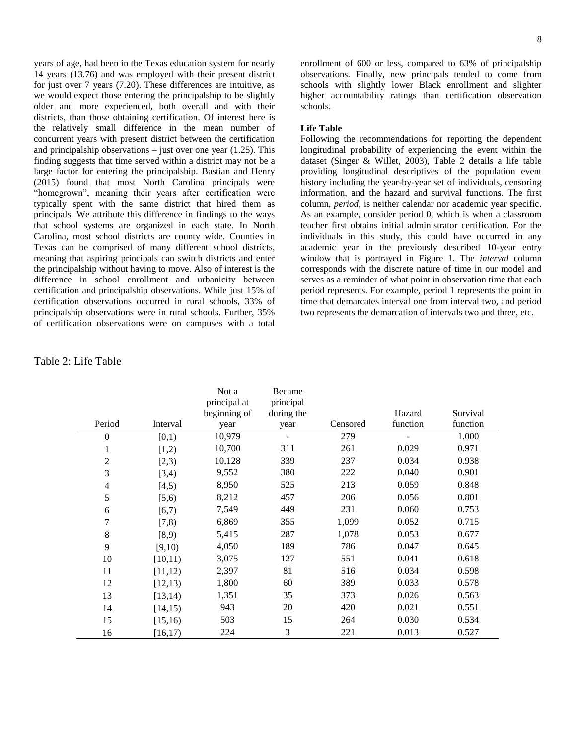years of age, had been in the Texas education system for nearly 14 years (13.76) and was employed with their present district for just over 7 years (7.20). These differences are intuitive, as we would expect those entering the principalship to be slightly older and more experienced, both overall and with their districts, than those obtaining certification. Of interest here is the relatively small difference in the mean number of concurrent years with present district between the certification and principalship observations – just over one year (1.25). This finding suggests that time served within a district may not be a large factor for entering the principalship. Bastian and Henry (2015) found that most North Carolina principals were "homegrown", meaning their years after certification were typically spent with the same district that hired them as principals. We attribute this difference in findings to the ways that school systems are organized in each state. In North Carolina, most school districts are county wide. Counties in Texas can be comprised of many different school districts, meaning that aspiring principals can switch districts and enter the principalship without having to move. Also of interest is the difference in school enrollment and urbanicity between certification and principalship observations. While just 15% of certification observations occurred in rural schools, 33% of principalship observations were in rural schools. Further, 35% of certification observations were on campuses with a total enrollment of 600 or less, compared to 63% of principalship observations. Finally, new principals tended to come from schools with slightly lower Black enrollment and slighter higher accountability ratings than certification observation schools.

**Life Table**

Following the recommendations for reporting the dependent longitudinal probability of experiencing the event within the dataset (Singer & Willet, 2003), Table 2 details a life table providing longitudinal descriptives of the population event history including the year-by-year set of individuals, censoring information, and the hazard and survival functions. The first column, *period*, is neither calendar nor academic year specific. As an example, consider period 0, which is when a classroom teacher first obtains initial administrator certification. For the individuals in this study, this could have occurred in any academic year in the previously described 10-year entry window that is portrayed in Figure 1. The *interval* column corresponds with the discrete nature of time in our model and serves as a reminder of what point in observation time that each period represents. For example, period 1 represents the point in time that demarcates interval one from interval two, and period two represents the demarcation of intervals two and three, etc.

Table 2: Life Table

| Period | Interval | Not a principal at beginning of year | Became principal during the year | Censored | Hazard function | Survival function |
|---|---|---|---|---|---|---|
| 0 | [0,1) | 10,979 | - | 279 | - | 1.000 |
| 1 | [1,2) | 10,700 | 311 | 261 | 0.029 | 0.971 |
| 2 | [2,3) | 10,128 | 339 | 237 | 0.034 | 0.938 |
| 3 | [3,4) | 9,552 | 380 | 222 | 0.040 | 0.901 |
| 4 | [4,5) | 8,950 | 525 | 213 | 0.059 | 0.848 |
| 5 | [5,6) | 8,212 | 457 | 206 | 0.056 | 0.801 |
| 6 | [6,7) | 7,549 | 449 | 231 | 0.060 | 0.753 |
| 7 | [7,8) | 6,869 | 355 | 1,099 | 0.052 | 0.715 |
| 8 | [8,9) | 5,415 | 287 | 1,078 | 0.053 | 0.677 |
| 9 | [9,10) | 4,050 | 189 | 786 | 0.047 | 0.645 |
| 10 | [10,11) | 3,075 | 127 | 551 | 0.041 | 0.618 |
| 11 | [11,12) | 2,397 | 81 | 516 | 0.034 | 0.598 |
| 12 | [12,13) | 1,800 | 60 | 389 | 0.033 | 0.578 |
| 13 | [13,14) | 1,351 | 35 | 373 | 0.026 | 0.563 |
| 14 | [14,15) | 943 | 20 | 420 | 0.021 | 0.551 |
| 15 | [15,16) | 503 | 15 | 264 | 0.030 | 0.534 |
| 16 | [16,17) | 224 | 3 | 221 | 0.013 | 0.527 |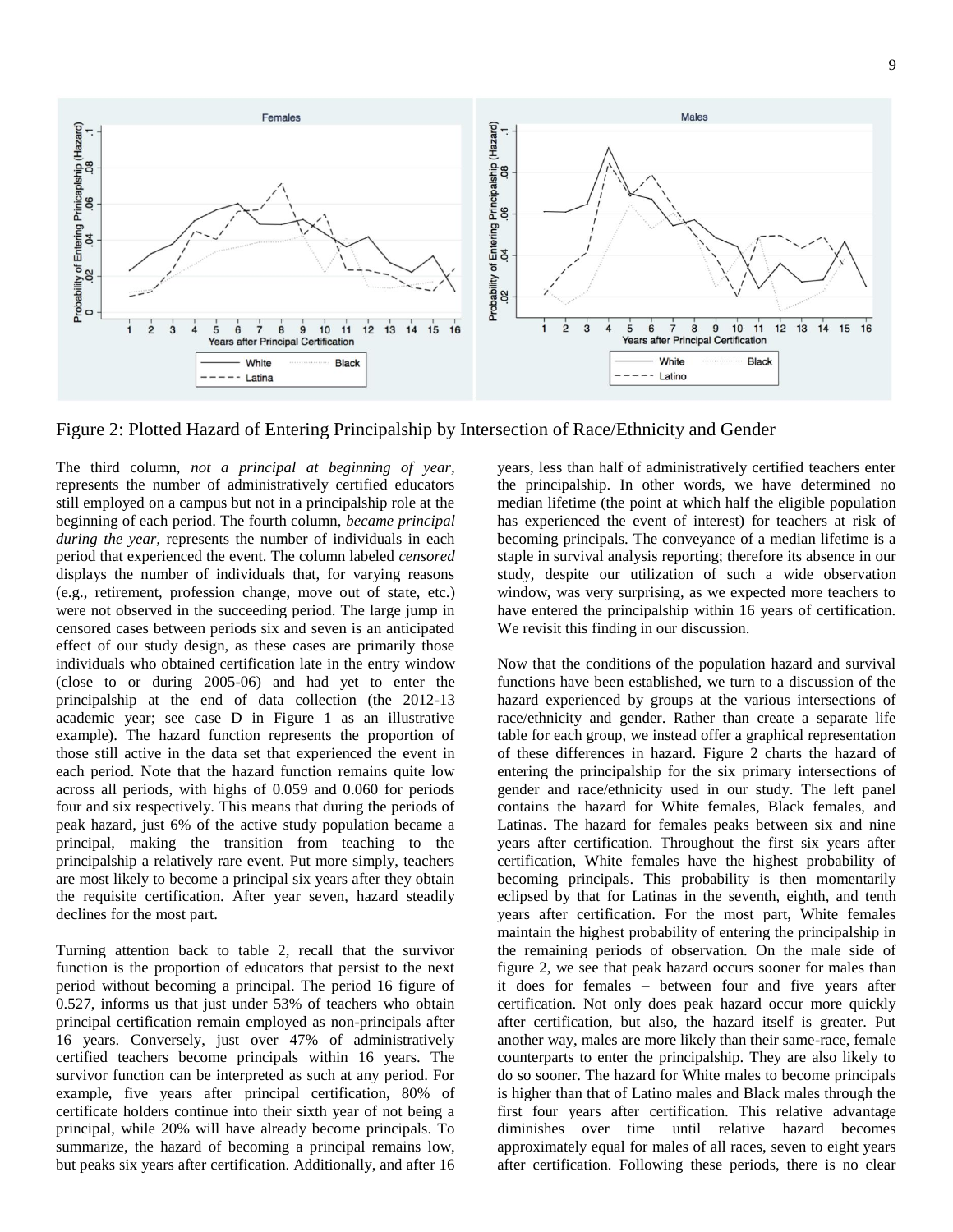Figure 2: Plotted Hazard of Entering Principalship by Intersection of Race/Ethnicity and Gender

The third column, *not a principal at beginning of year*, represents the number of administratively certified educators still employed on a campus but not in a principalship role at the beginning of each period. The fourth column, *became principal during the year*, represents the number of individuals in each period that experienced the event. The column labeled *censored* displays the number of individuals that, for varying reasons (e.g., retirement, profession change, move out of state, etc.) were not observed in the succeeding period. The large jump in censored cases between periods six and seven is an anticipated effect of our study design, as these cases are primarily those individuals who obtained certification late in the entry window (close to or during 2005-06) and had yet to enter the principalship at the end of data collection (the 2012-13 academic year; see case D in Figure 1 as an illustrative example). The hazard function represents the proportion of those still active in the data set that experienced the event in each period. Note that the hazard function remains quite low across all periods, with highs of 0.059 and 0.060 for periods four and six respectively. This means that during the periods of peak hazard, just 6% of the active study population became a principal, making the transition from teaching to the principalship a relatively rare event. Put more simply, teachers are most likely to become a principal six years after they obtain the requisite certification. After year seven, hazard steadily declines for the most part.

Turning attention back to table 2, recall that the survivor function is the proportion of educators that persist to the next period without becoming a principal. The period 16 figure of 0.527, informs us that just under 53% of teachers who obtain principal certification remain employed as non-principals after 16 years. Conversely, just over 47% of administratively certified teachers become principals within 16 years. The survivor function can be interpreted as such at any period. For example, five years after principal certification, 80% of certificate holders continue into their sixth year of not being a principal, while 20% will have already become principals. To summarize, the hazard of becoming a principal remains low, but peaks six years after certification. Additionally, and after 16 years, less than half of administratively certified teachers enter the principalship. In other words, we have determined no median lifetime (the point at which half the eligible population has experienced the event of interest) for teachers at risk of becoming principals. The conveyance of a median lifetime is a staple in survival analysis reporting; therefore its absence in our study, despite our utilization of such a wide observation window, was very surprising, as we expected more teachers to have entered the principalship within 16 years of certification. We revisit this finding in our discussion.

Now that the conditions of the population hazard and survival functions have been established, we turn to a discussion of the hazard experienced by groups at the various intersections of race/ethnicity and gender. Rather than create a separate life table for each group, we instead offer a graphical representation of these differences in hazard. Figure 2 charts the hazard of entering the principalship for the six primary intersections of gender and race/ethnicity used in our study. The left panel contains the hazard for White females, Black females, and Latinas. The hazard for females peaks between six and nine years after certification. Throughout the first six years after certification, White females have the highest probability of becoming principals. This probability is then momentarily eclipsed by that for Latinas in the seventh, eighth, and tenth years after certification. For the most part, White females maintain the highest probability of entering the principalship in the remaining periods of observation. On the male side of figure 2, we see that peak hazard occurs sooner for males than it does for females – between four and five years after certification. Not only does peak hazard occur more quickly after certification, but also, the hazard itself is greater. Put another way, males are more likely than their same-race, female counterparts to enter the principalship. They are also likely to do so sooner. The hazard for White males to become principals is higher than that of Latino males and Black males through the first four years after certification. This relative advantage diminishes over time until relative hazard becomes approximately equal for males of all races, seven to eight years after certification. Following these periods, there is no clear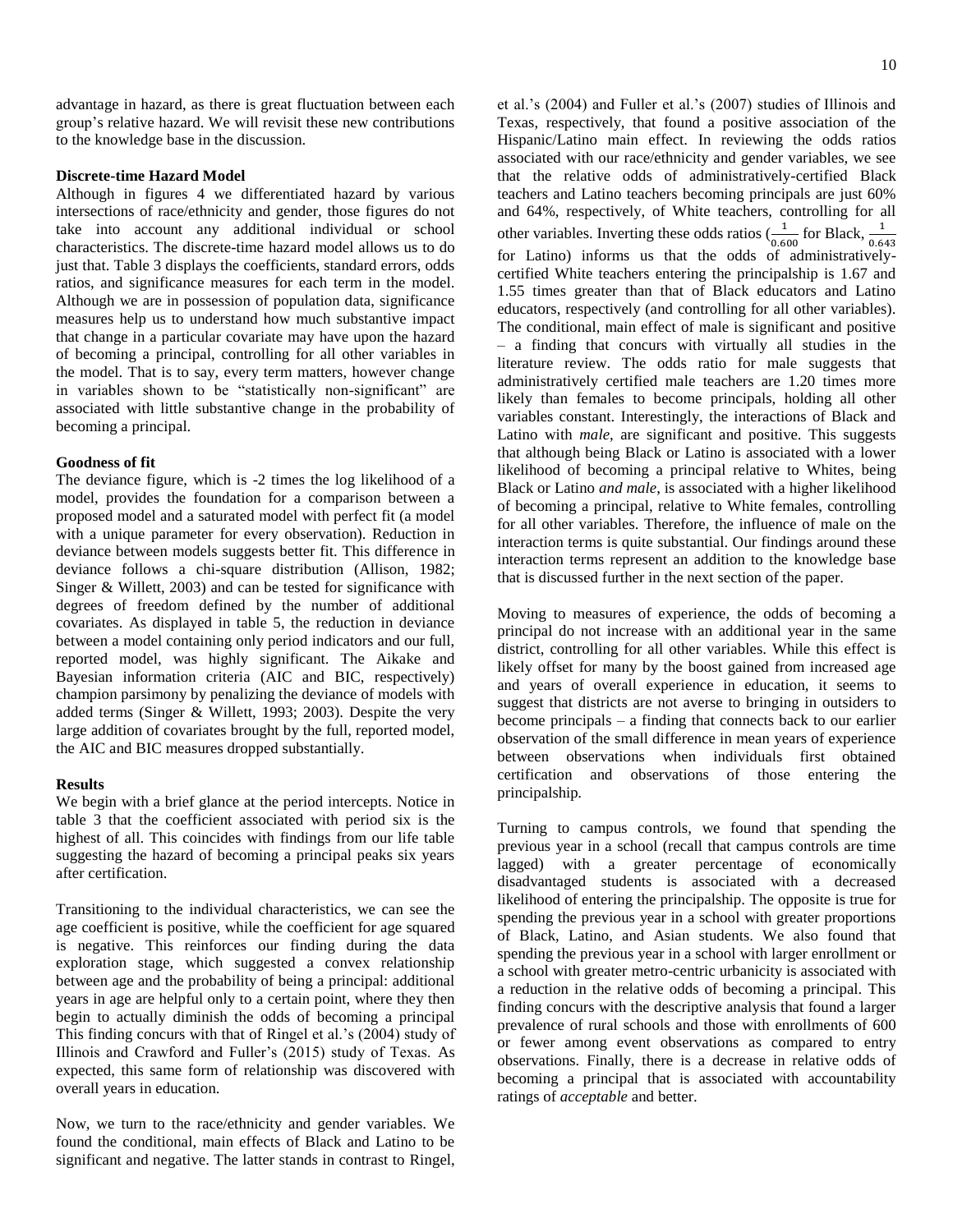advantage in hazard, as there is great fluctuation between each group's relative hazard. We will revisit these new contributions to the knowledge base in the discussion.

**Discrete-time Hazard Model**

Although in figures 4 we differentiated hazard by various intersections of race/ethnicity and gender, those figures do not take into account any additional individual or school characteristics. The discrete-time hazard model allows us to do just that. Table 3 displays the coefficients, standard errors, odds ratios, and significance measures for each term in the model. Although we are in possession of population data, significance measures help us to understand how much substantive impact that change in a particular covariate may have upon the hazard of becoming a principal, controlling for all other variables in the model. That is to say, every term matters, however change in variables shown to be "statistically non-significant" are associated with little substantive change in the probability of becoming a principal.

**Goodness of fit**

The deviance figure, which is -2 times the log likelihood of a model, provides the foundation for a comparison between a proposed model and a saturated model with perfect fit (a model with a unique parameter for every observation). Reduction in deviance between models suggests better fit. This difference in deviance follows a chi-square distribution (Allison, 1982; Singer & Willett, 2003) and can be tested for significance with degrees of freedom defined by the number of additional covariates. As displayed in table 5, the reduction in deviance between a model containing only period indicators and our full, reported model, was highly significant. The Aikake and Bayesian information criteria (AIC and BIC, respectively) champion parsimony by penalizing the deviance of models with added terms (Singer & Willett, 1993; 2003). Despite the very large addition of covariates brought by the full, reported model, the AIC and BIC measures dropped substantially.

**Results**

We begin with a brief glance at the period intercepts. Notice in table 3 that the coefficient associated with period six is the highest of all. This coincides with findings from our life table suggesting the hazard of becoming a principal peaks six years after certification.

Transitioning to the individual characteristics, we can see the age coefficient is positive, while the coefficient for age squared is negative. This reinforces our finding during the data exploration stage, which suggested a convex relationship between age and the probability of being a principal: additional years in age are helpful only to a certain point, where they then begin to actually diminish the odds of becoming a principal This finding concurs with that of Ringel et al.'s (2004) study of Illinois and Crawford and Fuller's (2015) study of Texas. As expected, this same form of relationship was discovered with overall years in education.

Now, we turn to the race/ethnicity and gender variables. We found the conditional, main effects of Black and Latino to be significant and negative. The latter stands in contrast to Ringel, et al.'s (2004) and Fuller et al.'s (2007) studies of Illinois and Texas, respectively, that found a positive association of the Hispanic/Latino main effect. In reviewing the odds ratios associated with our race/ethnicity and gender variables, we see that the relative odds of administratively-certified Black teachers and Latino teachers becoming principals are just 60% and 64%, respectively, of White teachers, controlling for all other variables. Inverting these odds ratios ($\frac{1}{0.600}$ for Black, $\frac{1}{0.643}$ for Latino) informs us that the odds of administratively-certified White teachers entering the principalship is 1.67 and 1.55 times greater than that of Black educators and Latino educators, respectively (and controlling for all other variables). The conditional, main effect of male is significant and positive – a finding that concurs with virtually all studies in the literature review. The odds ratio for male suggests that administratively certified male teachers are 1.20 times more likely than females to become principals, holding all other variables constant. Interestingly, the interactions of Black and Latino with *male*, are significant and positive. This suggests that although being Black or Latino is associated with a lower likelihood of becoming a principal relative to Whites, being Black or Latino *and male*, is associated with a higher likelihood of becoming a principal, relative to White females, controlling for all other variables. Therefore, the influence of male on the interaction terms is quite substantial. Our findings around these interaction terms represent an addition to the knowledge base that is discussed further in the next section of the paper.

Moving to measures of experience, the odds of becoming a principal do not increase with an additional year in the same district, controlling for all other variables. While this effect is likely offset for many by the boost gained from increased age and years of overall experience in education, it seems to suggest that districts are not averse to bringing in outsiders to become principals – a finding that connects back to our earlier observation of the small difference in mean years of experience between observations when individuals first obtained certification and observations of those entering the principalship.

Turning to campus controls, we found that spending the previous year in a school (recall that campus controls are time lagged) with a greater percentage of economically disadvantaged students is associated with a decreased likelihood of entering the principalship. The opposite is true for spending the previous year in a school with greater proportions of Black, Latino, and Asian students. We also found that spending the previous year in a school with larger enrollment or a school with greater metro-centric urbanicity is associated with a reduction in the relative odds of becoming a principal. This finding concurs with the descriptive analysis that found a larger prevalence of rural schools and those with enrollments of 600 or fewer among event observations as compared to entry observations. Finally, there is a decrease in relative odds of becoming a principal that is associated with accountability ratings of *acceptable* and better.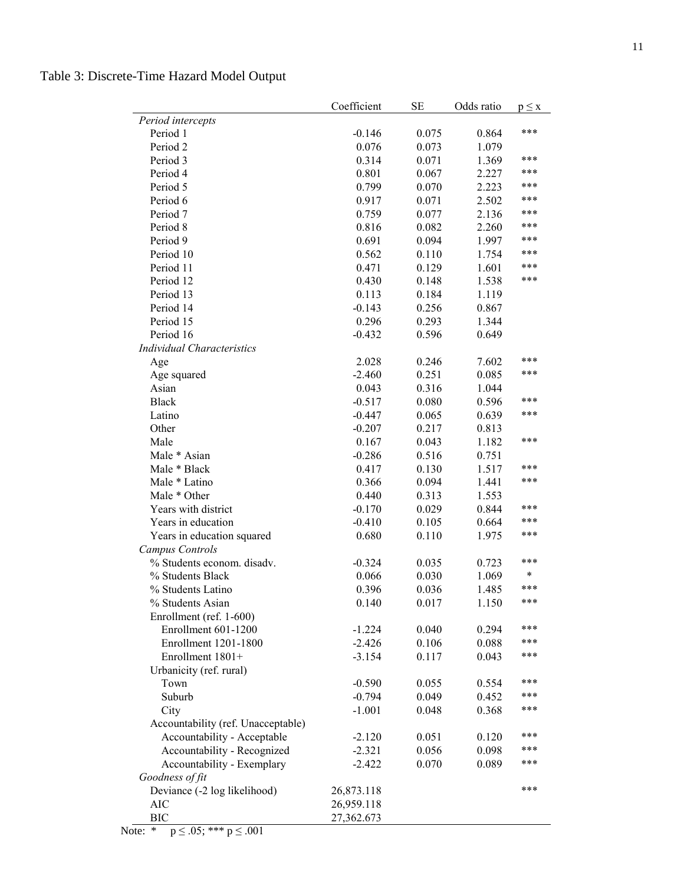Table 3: Discrete-Time Hazard Model Output

| | Coefficient | SE | Odds ratio | $p \leq x$ |
|---|---|---|---|---|
| *Period intercepts* | | | | |
| Period 1 | -0.146 | 0.075 | 0.864 | *** |
| Period 2 | 0.076 | 0.073 | 1.079 | |
| Period 3 | 0.314 | 0.071 | 1.369 | *** |
| Period 4 | 0.801 | 0.067 | 2.227 | *** |
| Period 5 | 0.799 | 0.070 | 2.223 | *** |
| Period 6 | 0.917 | 0.071 | 2.502 | *** |
| Period 7 | 0.759 | 0.077 | 2.136 | *** |
| Period 8 | 0.816 | 0.082 | 2.260 | *** |
| Period 9 | 0.691 | 0.094 | 1.997 | *** |
| Period 10 | 0.562 | 0.110 | 1.754 | *** |
| Period 11 | 0.471 | 0.129 | 1.601 | *** |
| Period 12 | 0.430 | 0.148 | 1.538 | *** |
| Period 13 | 0.113 | 0.184 | 1.119 | |
| Period 14 | -0.143 | 0.256 | 0.867 | |
| Period 15 | 0.296 | 0.293 | 1.344 | |
| Period 16 | -0.432 | 0.596 | 0.649 | |
| *Individual Characteristics* | | | | |
| Age | 2.028 | 0.246 | 7.602 | *** |
| Age squared | -2.460 | 0.251 | 0.085 | *** |
| Asian | 0.043 | 0.316 | 1.044 | |
| Black | -0.517 | 0.080 | 0.596 | *** |
| Latino | -0.447 | 0.065 | 0.639 | *** |
| Other | -0.207 | 0.217 | 0.813 | |
| Male | 0.167 | 0.043 | 1.182 | *** |
| Male * Asian | -0.286 | 0.516 | 0.751 | |
| Male * Black | 0.417 | 0.130 | 1.517 | *** |
| Male * Latino | 0.366 | 0.094 | 1.441 | *** |
| Male * Other | 0.440 | 0.313 | 1.553 | |
| Years with district | -0.170 | 0.029 | 0.844 | *** |
| Years in education | -0.410 | 0.105 | 0.664 | *** |
| Years in education squared | 0.680 | 0.110 | 1.975 | *** |
| *Campus Controls* | | | | |
| % Students econom. disadv. | -0.324 | 0.035 | 0.723 | *** |
| % Students Black | 0.066 | 0.030 | 1.069 | * |
| % Students Latino | 0.396 | 0.036 | 1.485 | *** |
| % Students Asian | 0.140 | 0.017 | 1.150 | *** |
| Enrollment (ref. 1-600) | | | | |
| Enrollment 601-1200 | -1.224 | 0.040 | 0.294 | *** |
| Enrollment 1201-1800 | -2.426 | 0.106 | 0.088 | *** |
| Enrollment 1801+ | -3.154 | 0.117 | 0.043 | *** |
| Urbanicity (ref. rural) | | | | |
| Town | -0.590 | 0.055 | 0.554 | *** |
| Suburb | -0.794 | 0.049 | 0.452 | *** |
| City | -1.001 | 0.048 | 0.368 | *** |
| Accountability (ref. Unacceptable) | | | | |
| Accountability - Acceptable | -2.120 | 0.051 | 0.120 | *** |
| Accountability - Recognized | -2.321 | 0.056 | 0.098 | *** |
| Accountability - Exemplary | -2.422 | 0.070 | 0.089 | *** |
| *Goodness of fit* | | | | |
| Deviance (-2 log likelihood) | 26,873.118 | | | *** |
| AIC | 26,959.118 | | | |
| BIC | 27,362.673 | | | |

Note: * $p \leq .05$; *** $p \leq .001$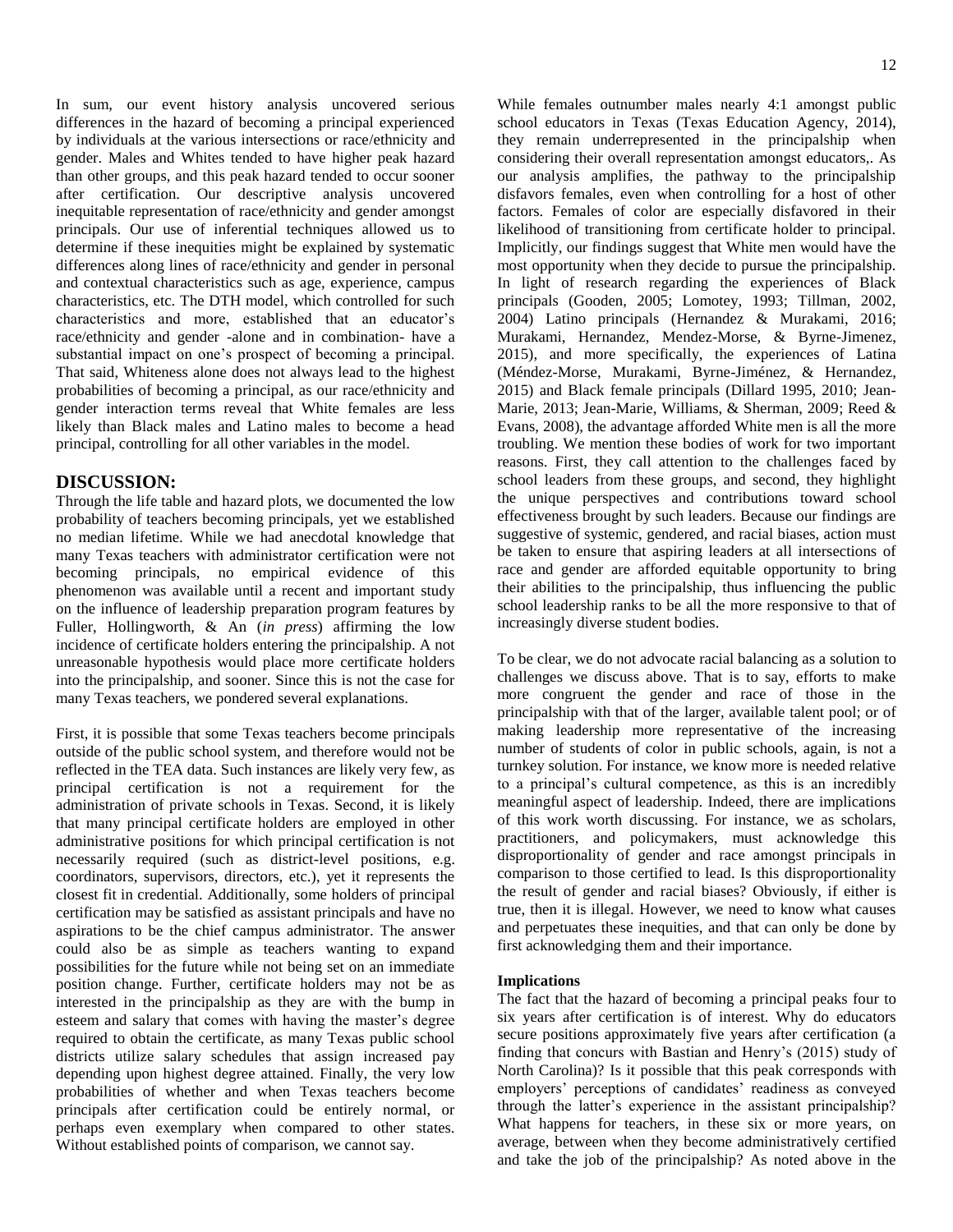In sum, our event history analysis uncovered serious differences in the hazard of becoming a principal experienced by individuals at the various intersections or race/ethnicity and gender. Males and Whites tended to have higher peak hazard than other groups, and this peak hazard tended to occur sooner after certification. Our descriptive analysis uncovered inequitable representation of race/ethnicity and gender amongst principals. Our use of inferential techniques allowed us to determine if these inequities might be explained by systematic differences along lines of race/ethnicity and gender in personal and contextual characteristics such as age, experience, campus characteristics, etc. The DTH model, which controlled for such characteristics and more, established that an educator's race/ethnicity and gender -alone and in combination- have a substantial impact on one's prospect of becoming a principal. That said, Whiteness alone does not always lead to the highest probabilities of becoming a principal, as our race/ethnicity and gender interaction terms reveal that White females are less likely than Black males and Latino males to become a head principal, controlling for all other variables in the model.

## DISCUSSION:

Through the life table and hazard plots, we documented the low probability of teachers becoming principals, yet we established no median lifetime. While we had anecdotal knowledge that many Texas teachers with administrator certification were not becoming principals, no empirical evidence of this phenomenon was available until a recent and important study on the influence of leadership preparation program features by Fuller, Hollingworth, & An (*in press*) affirming the low incidence of certificate holders entering the principalship. A not unreasonable hypothesis would place more certificate holders into the principalship, and sooner. Since this is not the case for many Texas teachers, we pondered several explanations.

First, it is possible that some Texas teachers become principals outside of the public school system, and therefore would not be reflected in the TEA data. Such instances are likely very few, as principal certification is not a requirement for the administration of private schools in Texas. Second, it is likely that many principal certificate holders are employed in other administrative positions for which principal certification is not necessarily required (such as district-level positions, e.g. coordinators, supervisors, directors, etc.), yet it represents the closest fit in credential. Additionally, some holders of principal certification may be satisfied as assistant principals and have no aspirations to be the chief campus administrator. The answer could also be as simple as teachers wanting to expand possibilities for the future while not being set on an immediate position change. Further, certificate holders may not be as interested in the principalship as they are with the bump in esteem and salary that comes with having the master's degree required to obtain the certificate, as many Texas public school districts utilize salary schedules that assign increased pay depending upon highest degree attained. Finally, the very low probabilities of whether and when Texas teachers become principals after certification could be entirely normal, or perhaps even exemplary when compared to other states. Without established points of comparison, we cannot say.

While females outnumber males nearly 4:1 amongst public school educators in Texas (Texas Education Agency, 2014), they remain underrepresented in the principalship when considering their overall representation amongst educators,. As our analysis amplifies, the pathway to the principalship disfavors females, even when controlling for a host of other factors. Females of color are especially disfavored in their likelihood of transitioning from certificate holder to principal. Implicitly, our findings suggest that White men would have the most opportunity when they decide to pursue the principalship. In light of research regarding the experiences of Black principals (Gooden, 2005; Lomotey, 1993; Tillman, 2002, 2004) Latino principals (Hernandez & Murakami, 2016; Murakami, Hernandez, Mendez-Morse, & Byrne-Jimenez, 2015), and more specifically, the experiences of Latina (Méndez-Morse, Murakami, Byrne-Jiménez, & Hernandez, 2015) and Black female principals (Dillard 1995, 2010; Jean-Marie, 2013; Jean-Marie, Williams, & Sherman, 2009; Reed & Evans, 2008), the advantage afforded White men is all the more troubling. We mention these bodies of work for two important reasons. First, they call attention to the challenges faced by school leaders from these groups, and second, they highlight the unique perspectives and contributions toward school effectiveness brought by such leaders. Because our findings are suggestive of systemic, gendered, and racial biases, action must be taken to ensure that aspiring leaders at all intersections of race and gender are afforded equitable opportunity to bring their abilities to the principalship, thus influencing the public school leadership ranks to be all the more responsive to that of increasingly diverse student bodies.

To be clear, we do not advocate racial balancing as a solution to challenges we discuss above. That is to say, efforts to make more congruent the gender and race of those in the principalship with that of the larger, available talent pool; or of making leadership more representative of the increasing number of students of color in public schools, again, is not a turnkey solution. For instance, we know more is needed relative to a principal's cultural competence, as this is an incredibly meaningful aspect of leadership. Indeed, there are implications of this work worth discussing. For instance, we as scholars, practitioners, and policymakers, must acknowledge this disproportionality of gender and race amongst principals in comparison to those certified to lead. Is this disproportionality the result of gender and racial biases? Obviously, if either is true, then it is illegal. However, we need to know what causes and perpetuates these inequities, and that can only be done by first acknowledging them and their importance.

### Implications

The fact that the hazard of becoming a principal peaks four to six years after certification is of interest. Why do educators secure positions approximately five years after certification (a finding that concurs with Bastian and Henry's (2015) study of North Carolina)? Is it possible that this peak corresponds with employers' perceptions of candidates' readiness as conveyed through the latter's experience in the assistant principalship? What happens for teachers, in these six or more years, on average, between when they become administratively certified and take the job of the principalship? As noted above in the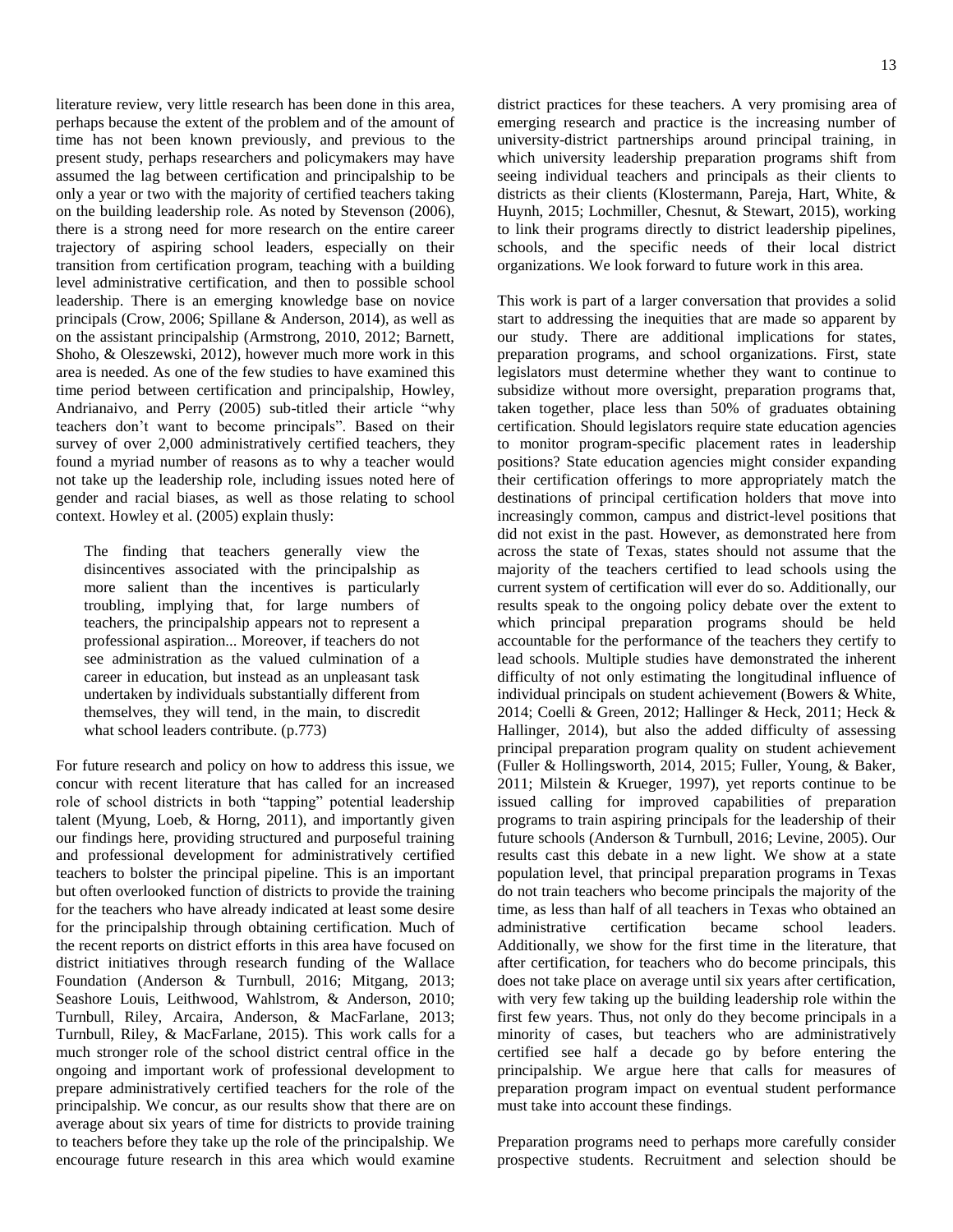literature review, very little research has been done in this area, perhaps because the extent of the problem and of the amount of time has not been known previously, and previous to the present study, perhaps researchers and policymakers may have assumed the lag between certification and principalship to be only a year or two with the majority of certified teachers taking on the building leadership role. As noted by Stevenson (2006), there is a strong need for more research on the entire career trajectory of aspiring school leaders, especially on their transition from certification program, teaching with a building level administrative certification, and then to possible school leadership. There is an emerging knowledge base on novice principals (Crow, 2006; Spillane & Anderson, 2014), as well as on the assistant principalship (Armstrong, 2010, 2012; Barnett, Shoho, & Oleszewski, 2012), however much more work in this area is needed. As one of the few studies to have examined this time period between certification and principalship, Howley, Andrianaivo, and Perry (2005) sub-titled their article "why teachers don't want to become principals". Based on their survey of over 2,000 administratively certified teachers, they found a myriad number of reasons as to why a teacher would not take up the leadership role, including issues noted here of gender and racial biases, as well as those relating to school context. Howley et al. (2005) explain thusly:

> The finding that teachers generally view the disincentives associated with the principalship as more salient than the incentives is particularly troubling, implying that, for large numbers of teachers, the principalship appears not to represent a professional aspiration... Moreover, if teachers do not see administration as the valued culmination of a career in education, but instead as an unpleasant task undertaken by individuals substantially different from themselves, they will tend, in the main, to discredit what school leaders contribute. (p.773)

For future research and policy on how to address this issue, we concur with recent literature that has called for an increased role of school districts in both "tapping" potential leadership talent (Myung, Loeb, & Horng, 2011), and importantly given our findings here, providing structured and purposeful training and professional development for administratively certified teachers to bolster the principal pipeline. This is an important but often overlooked function of districts to provide the training for the teachers who have already indicated at least some desire for the principalship through obtaining certification. Much of the recent reports on district efforts in this area have focused on district initiatives through research funding of the Wallace Foundation (Anderson & Turnbull, 2016; Mitgang, 2013; Seashore Louis, Leithwood, Wahlstrom, & Anderson, 2010; Turnbull, Riley, Arcaira, Anderson, & MacFarlane, 2013; Turnbull, Riley, & MacFarlane, 2015). This work calls for a much stronger role of the school district central office in the ongoing and important work of professional development to prepare administratively certified teachers for the role of the principalship. We concur, as our results show that there are on average about six years of time for districts to provide training to teachers before they take up the role of the principalship. We encourage future research in this area which would examine district practices for these teachers. A very promising area of emerging research and practice is the increasing number of university-district partnerships around principal training, in which university leadership preparation programs shift from seeing individual teachers and principals as their clients to districts as their clients (Klostermann, Pareja, Hart, White, & Huynh, 2015; Lochmiller, Chesnut, & Stewart, 2015), working to link their programs directly to district leadership pipelines, schools, and the specific needs of their local district organizations. We look forward to future work in this area.

This work is part of a larger conversation that provides a solid start to addressing the inequities that are made so apparent by our study. There are additional implications for states, preparation programs, and school organizations. First, state legislators must determine whether they want to continue to subsidize without more oversight, preparation programs that, taken together, place less than 50% of graduates obtaining certification. Should legislators require state education agencies to monitor program-specific placement rates in leadership positions? State education agencies might consider expanding their certification offerings to more appropriately match the destinations of principal certification holders that move into increasingly common, campus and district-level positions that did not exist in the past. However, as demonstrated here from across the state of Texas, states should not assume that the majority of the teachers certified to lead schools using the current system of certification will ever do so. Additionally, our results speak to the ongoing policy debate over the extent to which principal preparation programs should be held accountable for the performance of the teachers they certify to lead schools. Multiple studies have demonstrated the inherent difficulty of not only estimating the longitudinal influence of individual principals on student achievement (Bowers & White, 2014; Coelli & Green, 2012; Hallinger & Heck, 2011; Heck & Hallinger, 2014), but also the added difficulty of assessing principal preparation program quality on student achievement (Fuller & Hollingsworth, 2014, 2015; Fuller, Young, & Baker, 2011; Milstein & Krueger, 1997), yet reports continue to be issued calling for improved capabilities of preparation programs to train aspiring principals for the leadership of their future schools (Anderson & Turnbull, 2016; Levine, 2005). Our results cast this debate in a new light. We show at a state population level, that principal preparation programs in Texas do not train teachers who become principals the majority of the time, as less than half of all teachers in Texas who obtained an administrative certification became school leaders. Additionally, we show for the first time in the literature, that after certification, for teachers who do become principals, this does not take place on average until six years after certification, with very few taking up the building leadership role within the first few years. Thus, not only do they become principals in a minority of cases, but teachers who are administratively certified see half a decade go by before entering the principalship. We argue here that calls for measures of preparation program impact on eventual student performance must take into account these findings.

Preparation programs need to perhaps more carefully consider prospective students. Recruitment and selection should be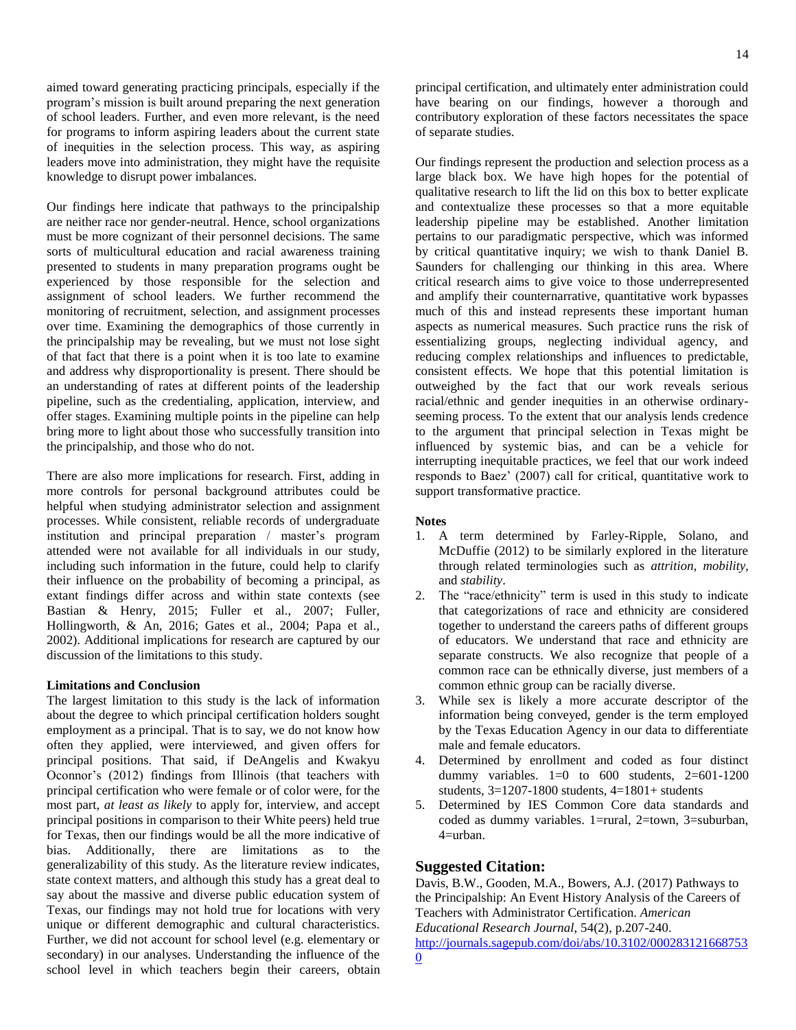aimed toward generating practicing principals, especially if the program's mission is built around preparing the next generation of school leaders. Further, and even more relevant, is the need for programs to inform aspiring leaders about the current state of inequities in the selection process. This way, as aspiring leaders move into administration, they might have the requisite knowledge to disrupt power imbalances.

Our findings here indicate that pathways to the principalship are neither race nor gender-neutral. Hence, school organizations must be more cognizant of their personnel decisions. The same sorts of multicultural education and racial awareness training presented to students in many preparation programs ought be experienced by those responsible for the selection and assignment of school leaders. We further recommend the monitoring of recruitment, selection, and assignment processes over time. Examining the demographics of those currently in the principalship may be revealing, but we must not lose sight of that fact that there is a point when it is too late to examine and address why disproportionality is present. There should be an understanding of rates at different points of the leadership pipeline, such as the credentialing, application, interview, and offer stages. Examining multiple points in the pipeline can help bring more to light about those who successfully transition into the principalship, and those who do not.

There are also more implications for research. First, adding in more controls for personal background attributes could be helpful when studying administrator selection and assignment processes. While consistent, reliable records of undergraduate institution and principal preparation / master's program attended were not available for all individuals in our study, including such information in the future, could help to clarify their influence on the probability of becoming a principal, as extant findings differ across and within state contexts (see Bastian & Henry, 2015; Fuller et al., 2007; Fuller, Hollingworth, & An, 2016; Gates et al., 2004; Papa et al., 2002). Additional implications for research are captured by our discussion of the limitations to this study.

#### Limitations and Conclusion

The largest limitation to this study is the lack of information about the degree to which principal certification holders sought employment as a principal. That is to say, we do not know how often they applied, were interviewed, and given offers for principal positions. That said, if DeAngelis and Kwakyu Oconnor's (2012) findings from Illinois (that teachers with principal certification who were female or of color were, for the most part, *at least as likely* to apply for, interview, and accept principal positions in comparison to their White peers) held true for Texas, then our findings would be all the more indicative of bias. Additionally, there are limitations as to the generalizability of this study. As the literature review indicates, state context matters, and although this study has a great deal to say about the massive and diverse public education system of Texas, our findings may not hold true for locations with very unique or different demographic and cultural characteristics. Further, we did not account for school level (e.g. elementary or secondary) in our analyses. Understanding the influence of the school level in which teachers begin their careers, obtain principal certification, and ultimately enter administration could have bearing on our findings, however a thorough and contributory exploration of these factors necessitates the space of separate studies.

Our findings represent the production and selection process as a large black box. We have high hopes for the potential of qualitative research to lift the lid on this box to better explicate and contextualize these processes so that a more equitable leadership pipeline may be established. Another limitation pertains to our paradigmatic perspective, which was informed by critical quantitative inquiry; we wish to thank Daniel B. Saunders for challenging our thinking in this area. Where critical research aims to give voice to those underrepresented and amplify their counternarrative, quantitative work bypasses much of this and instead represents these important human aspects as numerical measures. Such practice runs the risk of essentializing groups, neglecting individual agency, and reducing complex relationships and influences to predictable, consistent effects. We hope that this potential limitation is outweighed by the fact that our work reveals serious racial/ethnic and gender inequities in an otherwise ordinary-seeming process. To the extent that our analysis lends credence to the argument that principal selection in Texas might be influenced by systemic bias, and can be a vehicle for interrupting inequitable practices, we feel that our work indeed responds to Baez' (2007) call for critical, quantitative work to support transformative practice.

#### Notes

1. A term determined by Farley-Ripple, Solano, and McDuffie (2012) to be similarly explored in the literature through related terminologies such as *attrition*, *mobility*, and *stability*.
2. The "race/ethnicity" term is used in this study to indicate that categorizations of race and ethnicity are considered together to understand the careers paths of different groups of educators. We understand that race and ethnicity are separate constructs. We also recognize that people of a common race can be ethnically diverse, just members of a common ethnic group can be racially diverse.
3. While sex is likely a more accurate descriptor of the information being conveyed, gender is the term employed by the Texas Education Agency in our data to differentiate male and female educators.
4. Determined by enrollment and coded as four distinct dummy variables. 1=0 to 600 students, 2=601-1200 students, 3=1207-1800 students, 4=1801+ students
5. Determined by IES Common Core data standards and coded as dummy variables. 1=rural, 2=town, 3=suburban, 4=urban.

## Suggested Citation:

Davis, B.W., Gooden, M.A., Bowers, A.J. (2017) Pathways to the Principalship: An Event History Analysis of the Careers of Teachers with Administrator Certification. *American Educational Research Journal*, 54(2), p.207-240. http://journals.sagepub.com/doi/abs/10.3102/0002831216687530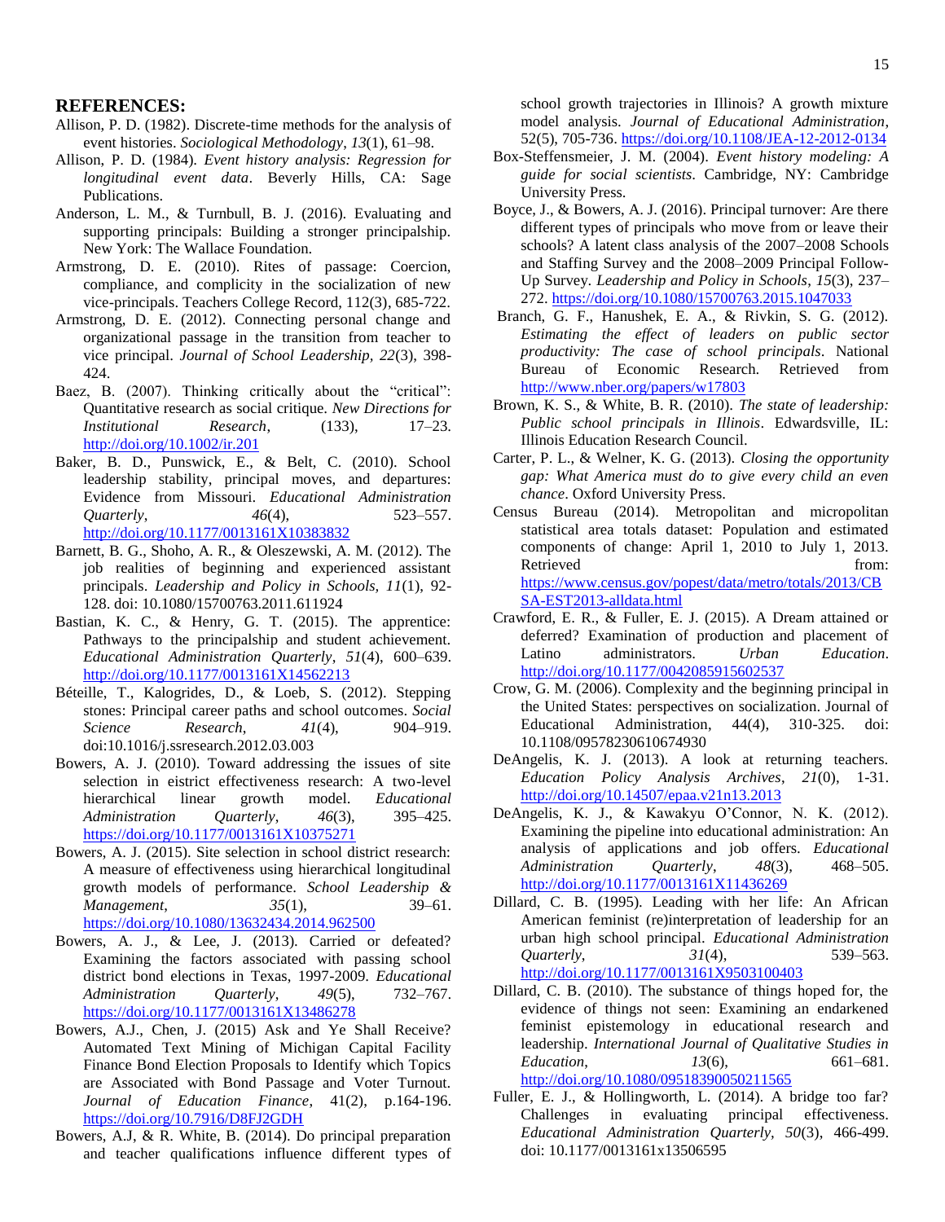## REFERENCES:

Allison, P. D. (1982). Discrete-time methods for the analysis of event histories. *Sociological Methodology*, *13*(1), 61–98.

Allison, P. D. (1984). *Event history analysis: Regression for longitudinal event data*. Beverly Hills, CA: Sage Publications.

Anderson, L. M., & Turnbull, B. J. (2016). Evaluating and supporting principals: Building a stronger principalship. New York: The Wallace Foundation.

Armstrong, D. E. (2010). Rites of passage: Coercion, compliance, and complicity in the socialization of new vice-principals. Teachers College Record, 112(3), 685-722.

Armstrong, D. E. (2012). Connecting personal change and organizational passage in the transition from teacher to vice principal. *Journal of School Leadership*, *22*(3), 398-424.

Baez, B. (2007). Thinking critically about the "critical": Quantitative research as social critique. *New Directions for Institutional Research*, (133), 17–23. http://doi.org/10.1002/ir.201

Baker, B. D., Punswick, E., & Belt, C. (2010). School leadership stability, principal moves, and departures: Evidence from Missouri. *Educational Administration Quarterly*, *46*(4), 523–557. http://doi.org/10.1177/0013161X10383832

Barnett, B. G., Shoho, A. R., & Oleszewski, A. M. (2012). The job realities of beginning and experienced assistant principals. *Leadership and Policy in Schools, 11*(1), 92-128. doi: 10.1080/15700763.2011.611924

Bastian, K. C., & Henry, G. T. (2015). The apprentice: Pathways to the principalship and student achievement. *Educational Administration Quarterly*, *51*(4), 600–639. http://doi.org/10.1177/0013161X14562213

Béteille, T., Kalogrides, D., & Loeb, S. (2012). Stepping stones: Principal career paths and school outcomes. *Social Science Research*, *41*(4), 904–919. doi:10.1016/j.ssresearch.2012.03.003

Bowers, A. J. (2010). Toward addressing the issues of site selection in eistrict effectiveness research: A two-level hierarchical linear growth model. *Educational Administration Quarterly*, *46*(3), 395–425. https://doi.org/10.1177/0013161X10375271

Bowers, A. J. (2015). Site selection in school district research: A measure of effectiveness using hierarchical longitudinal growth models of performance. *School Leadership & Management*, *35*(1), 39–61. https://doi.org/10.1080/13632434.2014.962500

Bowers, A. J., & Lee, J. (2013). Carried or defeated? Examining the factors associated with passing school district bond elections in Texas, 1997-2009. *Educational Administration Quarterly*, *49*(5), 732–767. https://doi.org/10.1177/0013161X13486278

Bowers, A.J., Chen, J. (2015) Ask and Ye Shall Receive? Automated Text Mining of Michigan Capital Facility Finance Bond Election Proposals to Identify which Topics are Associated with Bond Passage and Voter Turnout. *Journal of Education Finance*, 41(2), p.164-196. https://doi.org/10.7916/D8FJ2GDH

Bowers, A.J, & R. White, B. (2014). Do principal preparation and teacher qualifications influence different types of school growth trajectories in Illinois? A growth mixture model analysis. *Journal of Educational Administration*, 52(5), 705-736. https://doi.org/10.1108/JEA-12-2012-0134

Box-Steffensmeier, J. M. (2004). *Event history modeling: A guide for social scientists*. Cambridge, NY: Cambridge University Press.

Boyce, J., & Bowers, A. J. (2016). Principal turnover: Are there different types of principals who move from or leave their schools? A latent class analysis of the 2007–2008 Schools and Staffing Survey and the 2008–2009 Principal Follow-Up Survey. *Leadership and Policy in Schools*, *15*(3), 237–272. https://doi.org/10.1080/15700763.2015.1047033

Branch, G. F., Hanushek, E. A., & Rivkin, S. G. (2012). *Estimating the effect of leaders on public sector productivity: The case of school principals*. National Bureau of Economic Research. Retrieved from http://www.nber.org/papers/w17803

Brown, K. S., & White, B. R. (2010). *The state of leadership: Public school principals in Illinois*. Edwardsville, IL: Illinois Education Research Council.

Carter, P. L., & Welner, K. G. (2013). *Closing the opportunity gap: What America must do to give every child an even chance*. Oxford University Press.

Census Bureau (2014). Metropolitan and micropolitan statistical area totals dataset: Population and estimated components of change: April 1, 2010 to July 1, 2013. Retrieved from: https://www.census.gov/popest/data/metro/totals/2013/CBSA-EST2013-alldata.html

Crawford, E. R., & Fuller, E. J. (2015). A Dream attained or deferred? Examination of production and placement of Latino administrators. *Urban Education*. http://doi.org/10.1177/0042085915602537

Crow, G. M. (2006). Complexity and the beginning principal in the United States: perspectives on socialization. Journal of Educational Administration, 44(4), 310-325. doi: 10.1108/09578230610674930

DeAngelis, K. J. (2013). A look at returning teachers. *Education Policy Analysis Archives*, *21*(0), 1-31. http://doi.org/10.14507/epaa.v21n13.2013

DeAngelis, K. J., & Kawakyu O'Connor, N. K. (2012). Examining the pipeline into educational administration: An analysis of applications and job offers. *Educational Administration Quarterly*, *48*(3), 468–505. http://doi.org/10.1177/0013161X11436269

Dillard, C. B. (1995). Leading with her life: An African American feminist (re)interpretation of leadership for an urban high school principal. *Educational Administration Quarterly*, *31*(4), 539–563. http://doi.org/10.1177/0013161X9503100403

Dillard, C. B. (2010). The substance of things hoped for, the evidence of things not seen: Examining an endarkened feminist epistemology in educational research and leadership. *International Journal of Qualitative Studies in Education*, *13*(6), 661–681. http://doi.org/10.1080/09518390050211565

Fuller, E. J., & Hollingworth, L. (2014). A bridge too far? Challenges in evaluating principal effectiveness. *Educational Administration Quarterly, 50*(3), 466-499. doi: 10.1177/0013161x13506595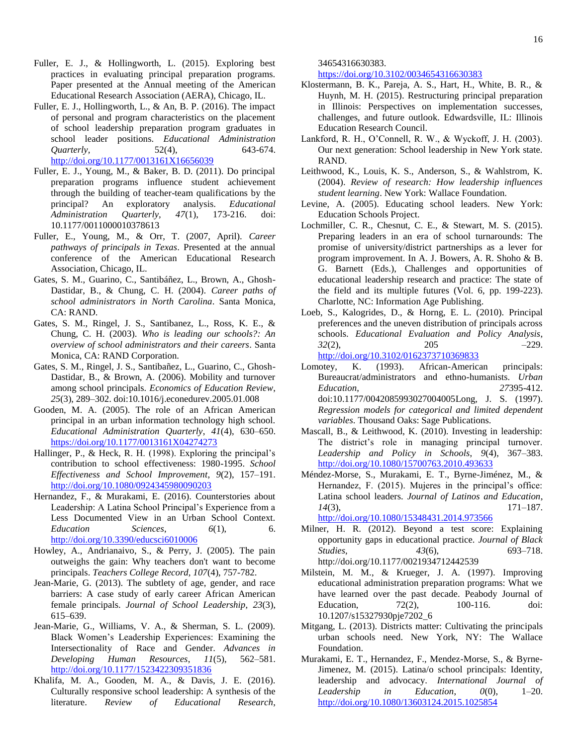Fuller, E. J., & Hollingworth, L. (2015). Exploring best practices in evaluating principal preparation programs. Paper presented at the Annual meeting of the American Educational Research Association (AERA), Chicago, IL.

Fuller, E. J., Hollingworth, L., & An, B. P. (2016). The impact of personal and program characteristics on the placement of school leadership preparation program graduates in school leader positions. *Educational Administration Quarterly*, 52(4), 643-674. http://doi.org/10.1177/0013161X16656039

Fuller, E. J., Young, M., & Baker, B. D. (2011). Do principal preparation programs influence student achievement through the building of teacher-team qualifications by the principal? An exploratory analysis. *Educational Administration Quarterly*, *47*(1), 173-216. doi: 10.1177/0011000010378613

Fuller, E., Young, M., & Orr, T. (2007, April). *Career pathways of principals in Texas*. Presented at the annual conference of the American Educational Research Association, Chicago, IL.

Gates, S. M., Guarino, C., Santibáñez, L., Brown, A., Ghosh-Dastidar, B., & Chung, C. H. (2004). *Career paths of school administrators in North Carolina*. Santa Monica, CA: RAND.

Gates, S. M., Ringel, J. S., Santibanez, L., Ross, K. E., & Chung, C. H. (2003). *Who is leading our schools?: An overview of school administrators and their careers*. Santa Monica, CA: RAND Corporation.

Gates, S. M., Ringel, J. S., Santibañez, L., Guarino, C., Ghosh-Dastidar, B., & Brown, A. (2006). Mobility and turnover among school principals. *Economics of Education Review*, *25*(3), 289–302. doi:10.1016/j.econedurev.2005.01.008

Gooden, M. A. (2005). The role of an African American principal in an urban information technology high school. *Educational Administration Quarterly*, *41*(4), 630–650. https://doi.org/10.1177/0013161X04274273

Hallinger, P., & Heck, R. H. (1998). Exploring the principal's contribution to school effectiveness: 1980-1995. *School Effectiveness and School Improvement*, *9*(2), 157–191. http://doi.org/10.1080/0924345980090203

Hernandez, F., & Murakami, E. (2016). Counterstories about Leadership: A Latina School Principal's Experience from a Less Documented View in an Urban School Context. *Education Sciences*, *6*(1), 6. http://doi.org/10.3390/educsci6010006

Howley, A., Andrianaivo, S., & Perry, J. (2005). The pain outweighs the gain: Why teachers don't want to become principals. *Teachers College Record*, *107*(4), 757-782.

Jean-Marie, G. (2013). The subtlety of age, gender, and race barriers: A case study of early career African American female principals. *Journal of School Leadership*, *23*(3), 615–639.

Jean-Marie, G., Williams, V. A., & Sherman, S. L. (2009). Black Women's Leadership Experiences: Examining the Intersectionality of Race and Gender. *Advances in Developing Human Resources*, *11*(5), 562–581. http://doi.org/10.1177/1523422309351836

Khalifa, M. A., Gooden, M. A., & Davis, J. E. (2016). Culturally responsive school leadership: A synthesis of the literature. *Review of Educational Research*, 34654316630383. https://doi.org/10.3102/0034654316630383

Klostermann, B. K., Pareja, A. S., Hart, H., White, B. R., & Huynh, M. H. (2015). Restructuring principal preparation in Illinois: Perspectives on implementation successes, challenges, and future outlook. Edwardsville, IL: Illinois Education Research Council.

Lankford, R. H., O'Connell, R. W., & Wyckoff, J. H. (2003). Our next generation: School leadership in New York state. RAND.

Leithwood, K., Louis, K. S., Anderson, S., & Wahlstrom, K. (2004). *Review of research: How leadership influences student learning*. New York: Wallace Foundation.

Levine, A. (2005). Educating school leaders. New York: Education Schools Project.

Lochmiller, C. R., Chesnut, C. E., & Stewart, M. S. (2015). Preparing leaders in an era of school turnarounds: The promise of university/district partnerships as a lever for program improvement. In A. J. Bowers, A. R. Shoho & B. G. Barnett (Eds.), Challenges and opportunities of educational leadership research and practice: The state of the field and its multiple futures (Vol. 6, pp. 199-223). Charlotte, NC: Information Age Publishing.

Loeb, S., Kalogrides, D., & Horng, E. L. (2010). Principal preferences and the uneven distribution of principals across schools. *Educational Evaluation and Policy Analysis*, *32*(2), 205 –229. http://doi.org/10.3102/0162373710369833

Lomotey, K. (1993). African-American principals: Bureaucrat/administrators and ethno-humanists. *Urban Education*, *27*395-412. doi:10.1177/0042085993027004005Long, J. S. (1997). *Regression models for categorical and limited dependent variables*. Thousand Oaks: Sage Publications.

Mascall, B., & Leithwood, K. (2010). Investing in leadership: The district's role in managing principal turnover. *Leadership and Policy in Schools*, *9*(4), 367–383. http://doi.org/10.1080/15700763.2010.493633

Méndez-Morse, S., Murakami, E. T., Byrne-Jiménez, M., & Hernandez, F. (2015). Mujeres in the principal's office: Latina school leaders. *Journal of Latinos and Education*, *14*(3), 171–187. http://doi.org/10.1080/15348431.2014.973566

Milner, H. R. (2012). Beyond a test score: Explaining opportunity gaps in educational practice. *Journal of Black Studies*, *43*(6), 693–718. http://doi.org/10.1177/0021934712442539

Milstein, M. M., & Krueger, J. A. (1997). Improving educational administration preparation programs: What we have learned over the past decade. Peabody Journal of Education, 72(2), 100-116. doi: 10.1207/s15327930pje7202_6

Mitgang, L. (2013). Districts matter: Cultivating the principals urban schools need. New York, NY: The Wallace Foundation.

Murakami, E. T., Hernandez, F., Mendez-Morse, S., & Byrne-Jimenez, M. (2015). Latina/o school principals: Identity, leadership and advocacy. *International Journal of Leadership in Education*, *0*(0), 1–20. http://doi.org/10.1080/13603124.2015.1025854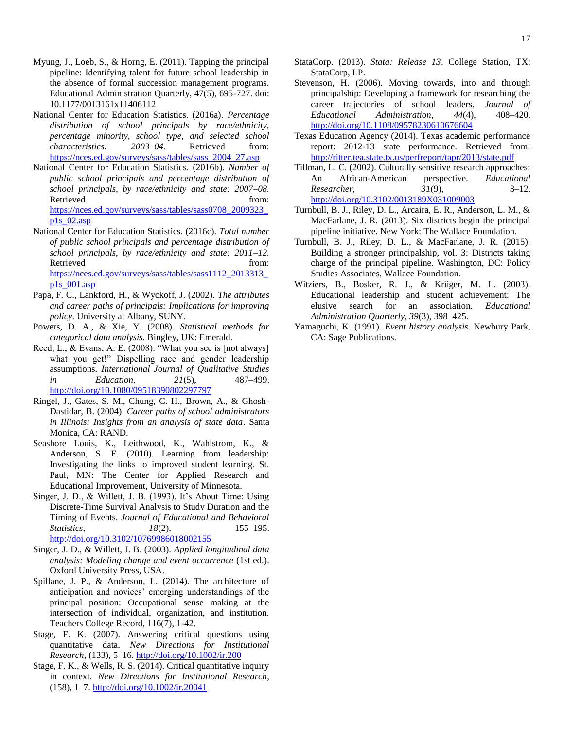Myung, J., Loeb, S., & Horng, E. (2011). Tapping the principal pipeline: Identifying talent for future school leadership in the absence of formal succession management programs. Educational Administration Quarterly, 47(5), 695-727. doi: 10.1177/0013161x11406112

National Center for Education Statistics. (2016a). *Percentage distribution of school principals by race/ethnicity, percentage minority, school type, and selected school characteristics: 2003–04.* Retrieved from: https://nces.ed.gov/surveys/sass/tables/sass_2004_27.asp

National Center for Education Statistics. (2016b). *Number of public school principals and percentage distribution of school principals, by race/ethnicity and state: 2007–08.* Retrieved from: https://nces.ed.gov/surveys/sass/tables/sass0708_2009323_p1s_02.asp

National Center for Education Statistics. (2016c). *Total number of public school principals and percentage distribution of school principals, by race/ethnicity and state: 2011–12.* Retrieved from: https://nces.ed.gov/surveys/sass/tables/sass1112_2013313_p1s_001.asp

Papa, F. C., Lankford, H., & Wyckoff, J. (2002). *The attributes and career paths of principals: Implications for improving policy*. University at Albany, SUNY.

Powers, D. A., & Xie, Y. (2008). *Statistical methods for categorical data analysis*. Bingley, UK: Emerald.

Reed, L., & Evans, A. E. (2008). "What you see is [not always] what you get!" Dispelling race and gender leadership assumptions. *International Journal of Qualitative Studies in Education*, *21*(5), 487–499. http://doi.org/10.1080/09518390802297797

Ringel, J., Gates, S. M., Chung, C. H., Brown, A., & Ghosh-Dastidar, B. (2004). *Career paths of school administrators in Illinois: Insights from an analysis of state data*. Santa Monica, CA: RAND.

Seashore Louis, K., Leithwood, K., Wahlstrom, K., & Anderson, S. E. (2010). Learning from leadership: Investigating the links to improved student learning. St. Paul, MN: The Center for Applied Research and Educational Improvement, University of Minnesota.

Singer, J. D., & Willett, J. B. (1993). It's About Time: Using Discrete-Time Survival Analysis to Study Duration and the Timing of Events. *Journal of Educational and Behavioral Statistics*, *18*(2), 155–195. http://doi.org/10.3102/10769986018002155

Singer, J. D., & Willett, J. B. (2003). *Applied longitudinal data analysis: Modeling change and event occurrence* (1st ed.). Oxford University Press, USA.

Spillane, J. P., & Anderson, L. (2014). The architecture of anticipation and novices' emerging understandings of the principal position: Occupational sense making at the intersection of individual, organization, and institution. Teachers College Record, 116(7), 1-42.

Stage, F. K. (2007). Answering critical questions using quantitative data. *New Directions for Institutional Research*, (133), 5–16. http://doi.org/10.1002/ir.200

Stage, F. K., & Wells, R. S. (2014). Critical quantitative inquiry in context. *New Directions for Institutional Research*, (158), 1–7. http://doi.org/10.1002/ir.20041

StataCorp. (2013). *Stata: Release 13*. College Station, TX: StataCorp, LP.

Stevenson, H. (2006). Moving towards, into and through principalship: Developing a framework for researching the career trajectories of school leaders. *Journal of Educational Administration*, *44*(4), 408–420. http://doi.org/10.1108/09578230610676604

Texas Education Agency (2014). Texas academic performance report: 2012-13 state performance. Retrieved from: http://ritter.tea.state.tx.us/perfreport/tapr/2013/state.pdf

Tillman, L. C. (2002). Culturally sensitive research approaches: An African-American perspective. *Educational Researcher*, *31*(9), 3–12. http://doi.org/10.3102/0013189X031009003

Turnbull, B. J., Riley, D. L., Arcaira, E. R., Anderson, L. M., & MacFarlane, J. R. (2013). Six districts begin the principal pipeline initiative. New York: The Wallace Foundation.

Turnbull, B. J., Riley, D. L., & MacFarlane, J. R. (2015). Building a stronger principalship, vol. 3: Districts taking charge of the principal pipeline. Washington, DC: Policy Studies Associates, Wallace Foundation.

Witziers, B., Bosker, R. J., & Krüger, M. L. (2003). Educational leadership and student achievement: The elusive search for an association. *Educational Administration Quarterly*, *39*(3), 398–425.

Yamaguchi, K. (1991). *Event history analysis*. Newbury Park, CA: Sage Publications.